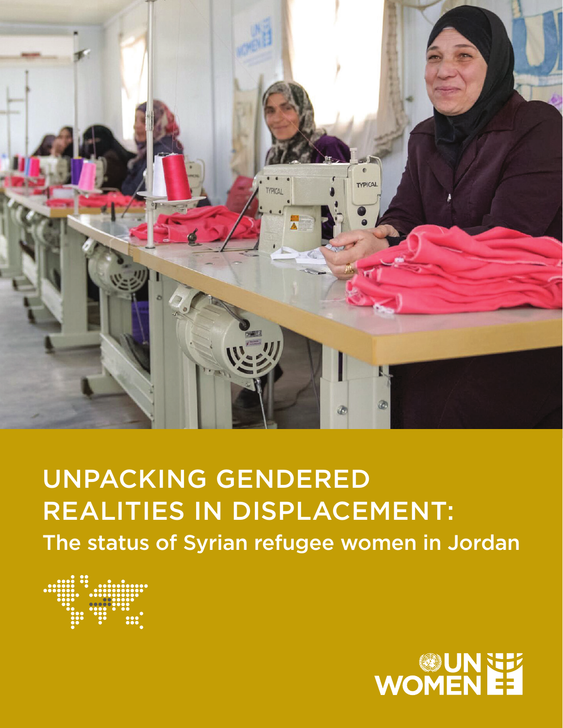# UNPACKING GENDERED REALITIES IN DISPLACEMENT:

## The status of Syrian refugee women in Jordan

UN WOMEN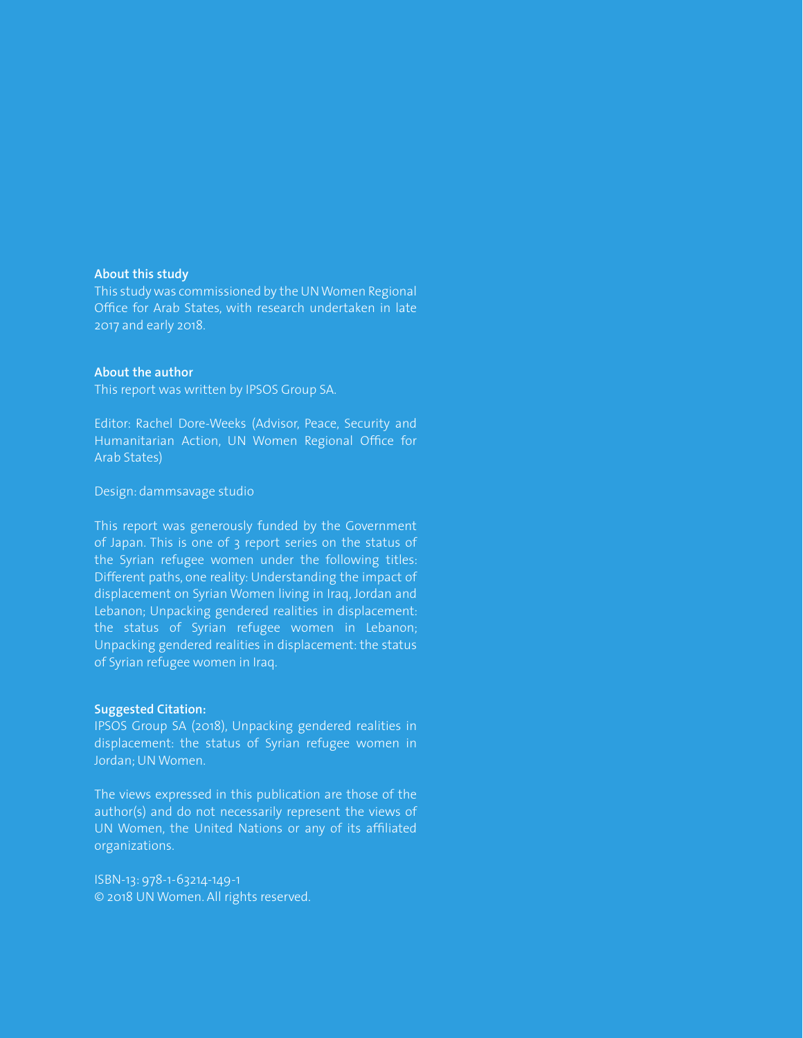**About this study**

This study was commissioned by the UN Women Regional Office for Arab States, with research undertaken in late 2017 and early 2018.

**About the author**

This report was written by IPSOS Group SA.

Editor: Rachel Dore-Weeks (Advisor, Peace, Security and Humanitarian Action, UN Women Regional Office for Arab States)

Design: dammsavage studio

This report was generously funded by the Government of Japan. This is one of 3 report series on the status of the Syrian refugee women under the following titles: Different paths, one reality: Understanding the impact of displacement on Syrian Women living in Iraq, Jordan and Lebanon; Unpacking gendered realities in displacement: the status of Syrian refugee women in Lebanon; Unpacking gendered realities in displacement: the status of Syrian refugee women in Iraq.

**Suggested Citation:**

IPSOS Group SA (2018), Unpacking gendered realities in displacement: the status of Syrian refugee women in Jordan; UN Women.

The views expressed in this publication are those of the author(s) and do not necessarily represent the views of UN Women, the United Nations or any of its affiliated organizations.

ISBN-13: 978-1-63214-149-1
© 2018 UN Women. All rights reserved.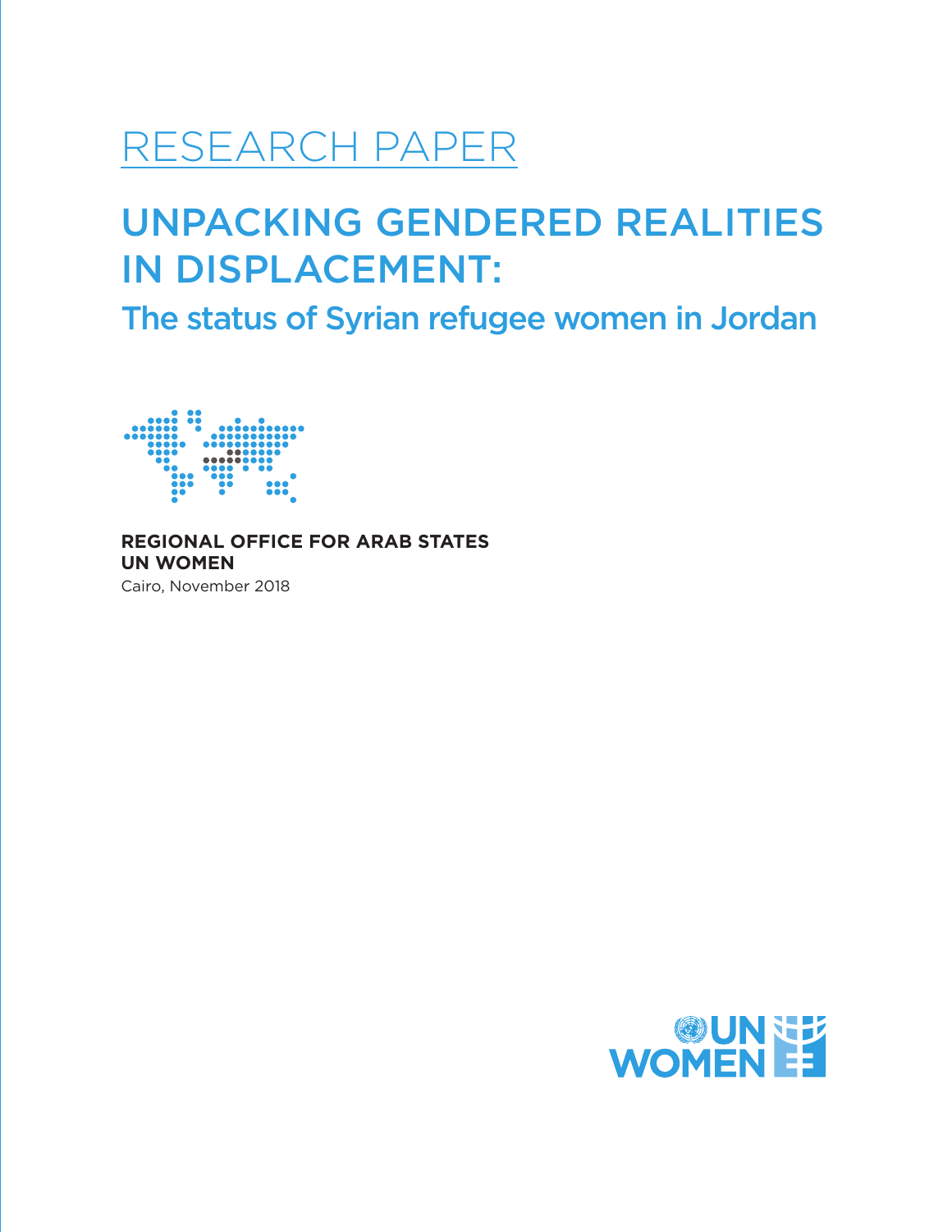# RESEARCH PAPER

# UNPACKING GENDERED REALITIES IN DISPLACEMENT:

## The status of Syrian refugee women in Jordan

**REGIONAL OFFICE FOR ARAB STATES**
**UN WOMEN**
Cairo, November 2018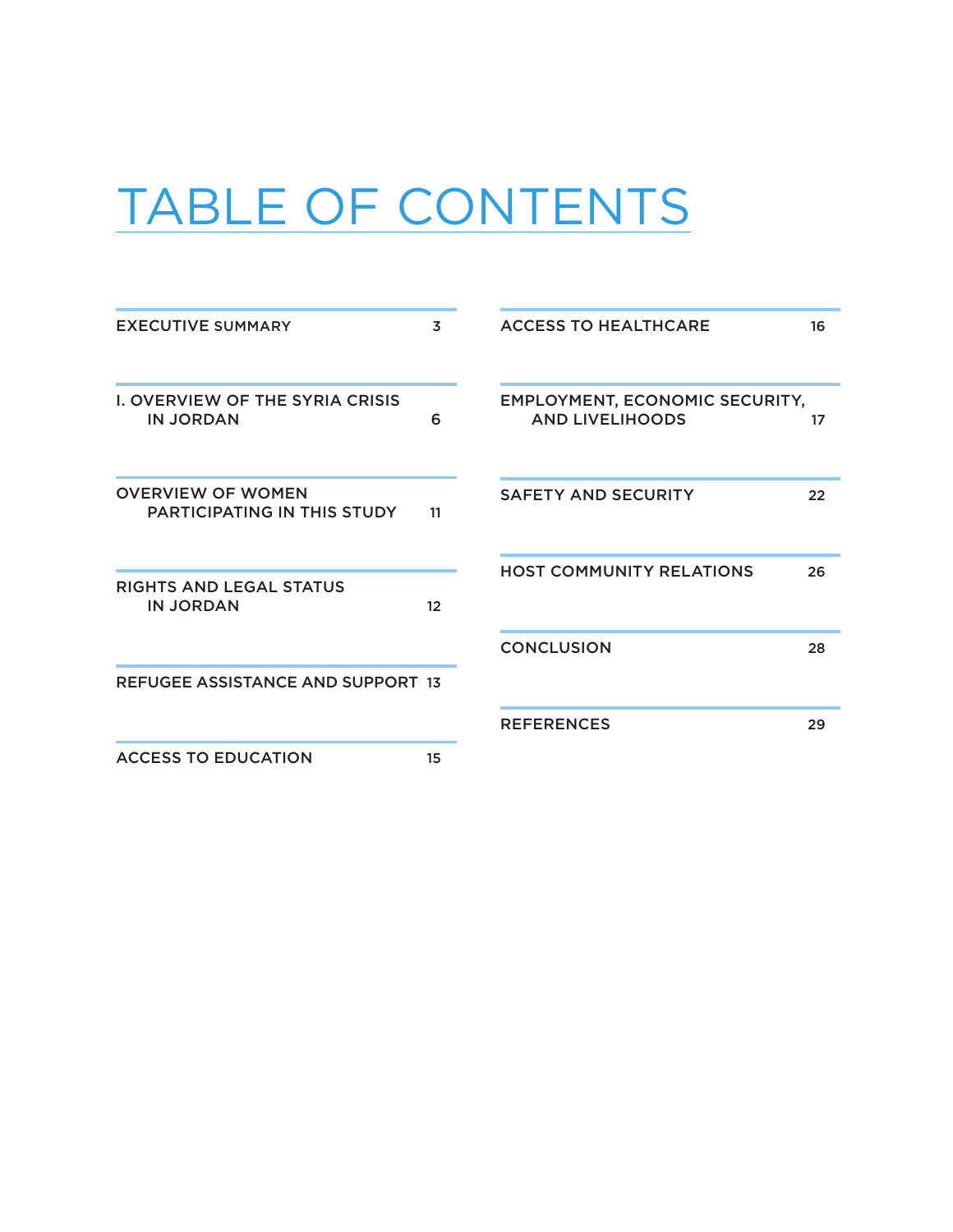# TABLE OF CONTENTS

| Section | Page |
|---|---|
| EXECUTIVE SUMMARY | 3 |
| I. OVERVIEW OF THE SYRIA CRISIS IN JORDAN | 6 |
| OVERVIEW OF WOMEN PARTICIPATING IN THIS STUDY | 11 |
| RIGHTS AND LEGAL STATUS IN JORDAN | 12 |
| REFUGEE ASSISTANCE AND SUPPORT | 13 |
| ACCESS TO EDUCATION | 15 |
| ACCESS TO HEALTHCARE | 16 |
| EMPLOYMENT, ECONOMIC SECURITY, AND LIVELIHOODS | 17 |
| SAFETY AND SECURITY | 22 |
| HOST COMMUNITY RELATIONS | 26 |
| CONCLUSION | 28 |
| REFERENCES | 29 |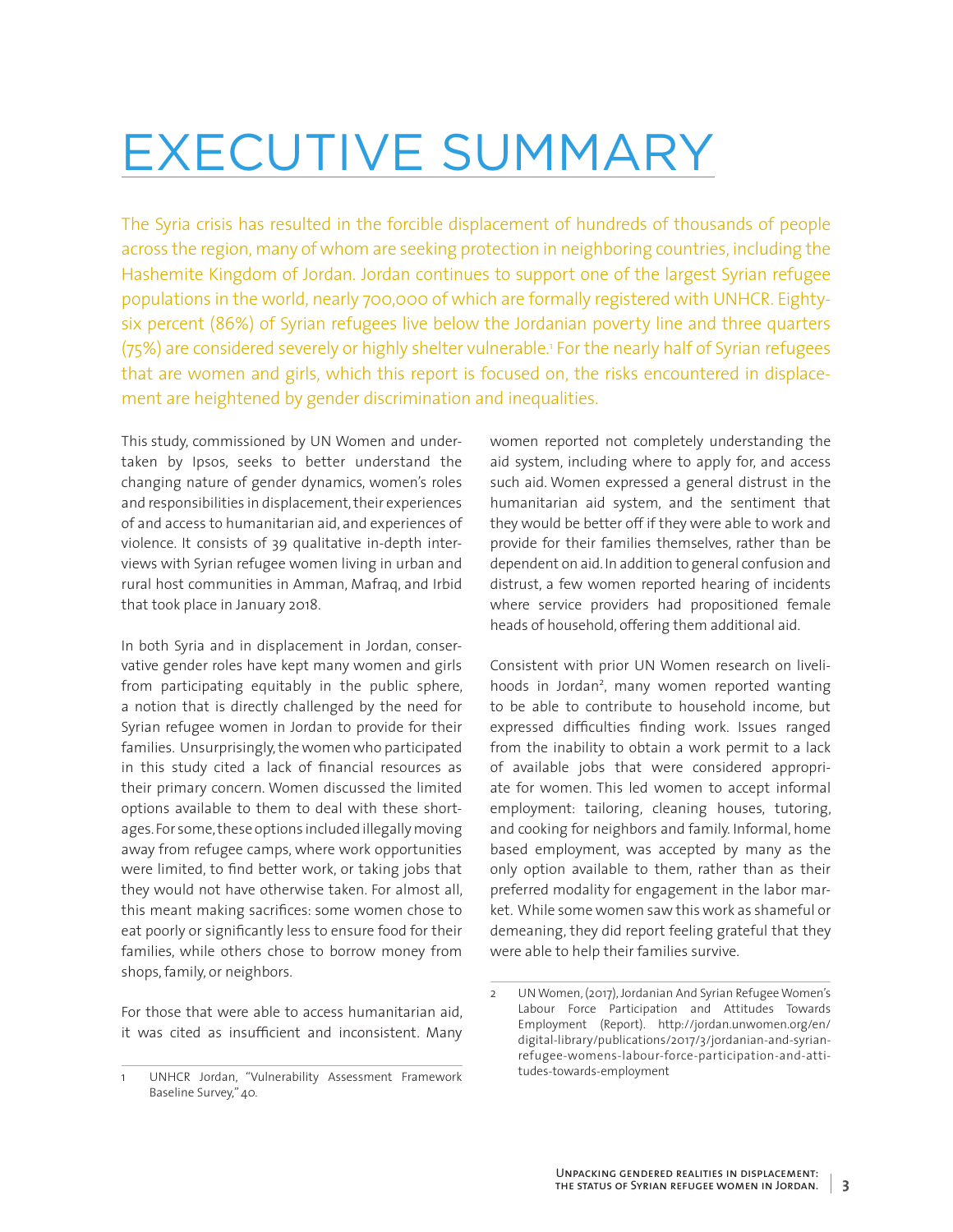# EXECUTIVE SUMMARY

The Syria crisis has resulted in the forcible displacement of hundreds of thousands of people across the region, many of whom are seeking protection in neighboring countries, including the Hashemite Kingdom of Jordan. Jordan continues to support one of the largest Syrian refugee populations in the world, nearly 700,000 of which are formally registered with UNHCR. Eighty-six percent (86%) of Syrian refugees live below the Jordanian poverty line and three quarters (75%) are considered severely or highly shelter vulnerable.[1] For the nearly half of Syrian refugees that are women and girls, which this report is focused on, the risks encountered in displacement are heightened by gender discrimination and inequalities.

This study, commissioned by UN Women and undertaken by Ipsos, seeks to better understand the changing nature of gender dynamics, women's roles and responsibilities in displacement, their experiences of and access to humanitarian aid, and experiences of violence. It consists of 39 qualitative in-depth interviews with Syrian refugee women living in urban and rural host communities in Amman, Mafraq, and Irbid that took place in January 2018.

In both Syria and in displacement in Jordan, conservative gender roles have kept many women and girls from participating equitably in the public sphere, a notion that is directly challenged by the need for Syrian refugee women in Jordan to provide for their families. Unsurprisingly, the women who participated in this study cited a lack of financial resources as their primary concern. Women discussed the limited options available to them to deal with these shortages. For some, these options included illegally moving away from refugee camps, where work opportunities were limited, to find better work, or taking jobs that they would not have otherwise taken. For almost all, this meant making sacrifices: some women chose to eat poorly or significantly less to ensure food for their families, while others chose to borrow money from shops, family, or neighbors.

For those that were able to access humanitarian aid, it was cited as insufficient and inconsistent. Many women reported not completely understanding the aid system, including where to apply for, and access such aid. Women expressed a general distrust in the humanitarian aid system, and the sentiment that they would be better off if they were able to work and provide for their families themselves, rather than be dependent on aid. In addition to general confusion and distrust, a few women reported hearing of incidents where service providers had propositioned female heads of household, offering them additional aid.

Consistent with prior UN Women research on livelihoods in Jordan[2], many women reported wanting to be able to contribute to household income, but expressed difficulties finding work. Issues ranged from the inability to obtain a work permit to a lack of available jobs that were considered appropriate for women. This led women to accept informal employment: tailoring, cleaning houses, tutoring, and cooking for neighbors and family. Informal, home based employment, was accepted by many as the only option available to them, rather than as their preferred modality for engagement in the labor market. While some women saw this work as shameful or demeaning, they did report feeling grateful that they were able to help their families survive.

---

1 UNHCR Jordan, "Vulnerability Assessment Framework Baseline Survey," 40.

2 UN Women, (2017), Jordanian And Syrian Refugee Women's Labour Force Participation and Attitudes Towards Employment (Report). http://jordan.unwomen.org/en/digital-library/publications/2017/3/jordanian-and-syrian-refugee-womens-labour-force-participation-and-attitudes-towards-employment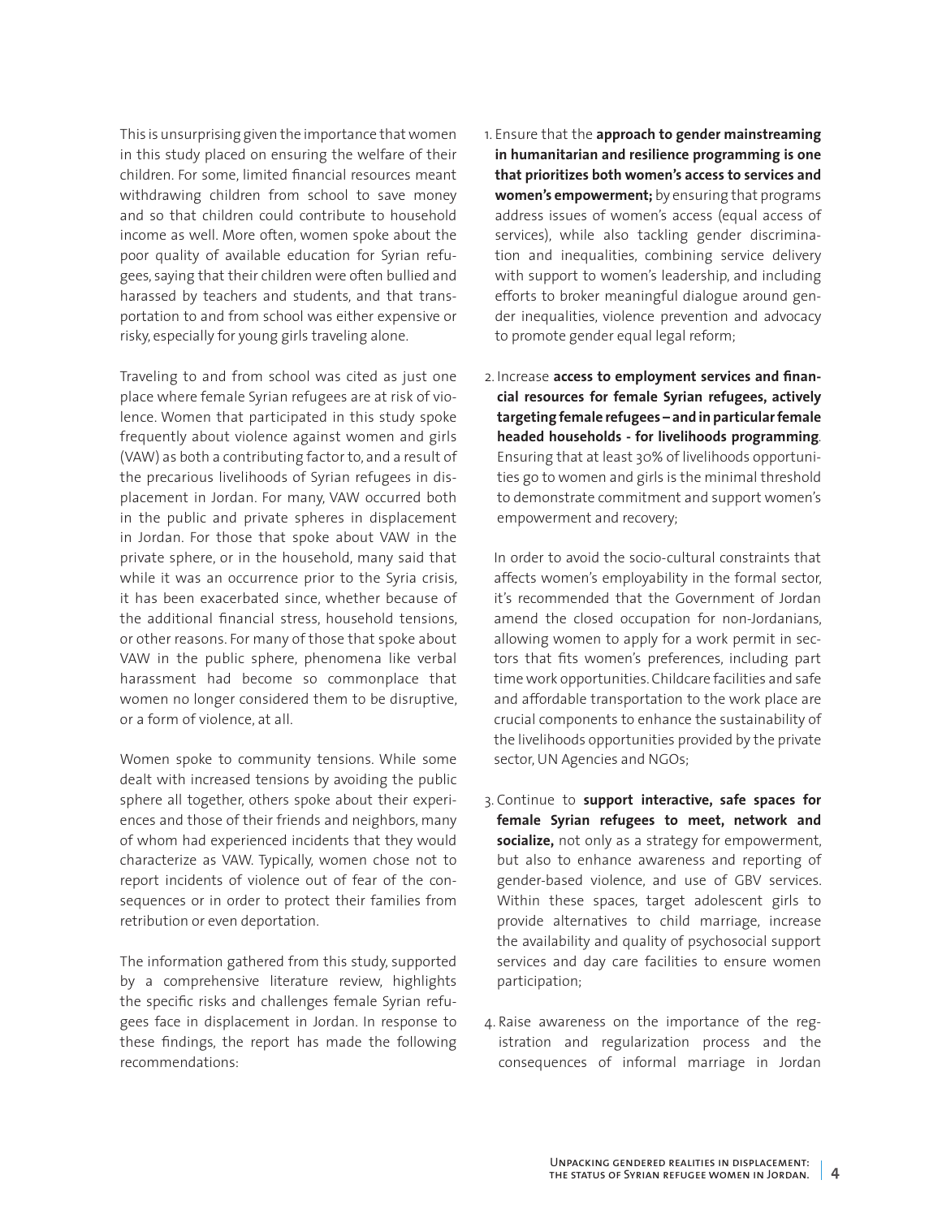This is unsurprising given the importance that women in this study placed on ensuring the welfare of their children. For some, limited financial resources meant withdrawing children from school to save money and so that children could contribute to household income as well. More often, women spoke about the poor quality of available education for Syrian refugees, saying that their children were often bullied and harassed by teachers and students, and that transportation to and from school was either expensive or risky, especially for young girls traveling alone.

Traveling to and from school was cited as just one place where female Syrian refugees are at risk of violence. Women that participated in this study spoke frequently about violence against women and girls (VAW) as both a contributing factor to, and a result of the precarious livelihoods of Syrian refugees in displacement in Jordan. For many, VAW occurred both in the public and private spheres in displacement in Jordan. For those that spoke about VAW in the private sphere, or in the household, many said that while it was an occurrence prior to the Syria crisis, it has been exacerbated since, whether because of the additional financial stress, household tensions, or other reasons. For many of those that spoke about VAW in the public sphere, phenomena like verbal harassment had become so commonplace that women no longer considered them to be disruptive, or a form of violence, at all.

Women spoke to community tensions. While some dealt with increased tensions by avoiding the public sphere all together, others spoke about their experiences and those of their friends and neighbors, many of whom had experienced incidents that they would characterize as VAW. Typically, women chose not to report incidents of violence out of fear of the consequences or in order to protect their families from retribution or even deportation.

The information gathered from this study, supported by a comprehensive literature review, highlights the specific risks and challenges female Syrian refugees face in displacement in Jordan. In response to these findings, the report has made the following recommendations:

1. Ensure that the **approach to gender mainstreaming in humanitarian and resilience programming is one that prioritizes both women's access to services and women's empowerment;** by ensuring that programs address issues of women's access (equal access of services), while also tackling gender discrimination and inequalities, combining service delivery with support to women's leadership, and including efforts to broker meaningful dialogue around gender inequalities, violence prevention and advocacy to promote gender equal legal reform;

2. Increase **access to employment services and financial resources for female Syrian refugees, actively targeting female refugees – and in particular female headed households - for livelihoods programming**. Ensuring that at least 30% of livelihoods opportunities go to women and girls is the minimal threshold to demonstrate commitment and support women's empowerment and recovery;

   In order to avoid the socio-cultural constraints that affects women's employability in the formal sector, it's recommended that the Government of Jordan amend the closed occupation for non-Jordanians, allowing women to apply for a work permit in sectors that fits women's preferences, including part time work opportunities. Childcare facilities and safe and affordable transportation to the work place are crucial components to enhance the sustainability of the livelihoods opportunities provided by the private sector, UN Agencies and NGOs;

3. Continue to **support interactive, safe spaces for female Syrian refugees to meet, network and socialize,** not only as a strategy for empowerment, but also to enhance awareness and reporting of gender-based violence, and use of GBV services. Within these spaces, target adolescent girls to provide alternatives to child marriage, increase the availability and quality of psychosocial support services and day care facilities to ensure women participation;

4. Raise awareness on the importance of the registration and regularization process and the consequences of informal marriage in Jordan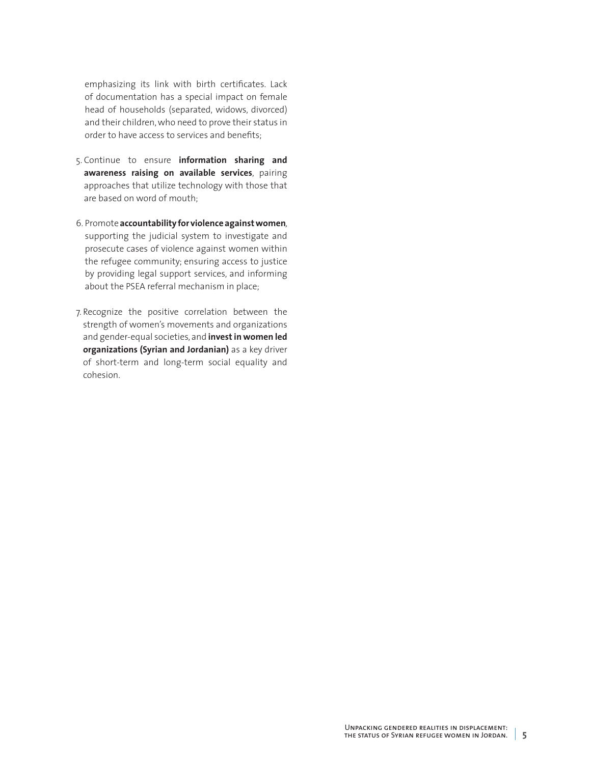emphasizing its link with birth certificates. Lack of documentation has a special impact on female head of households (separated, widows, divorced) and their children, who need to prove their status in order to have access to services and benefits;

5. Continue to ensure **information sharing and awareness raising on available services**, pairing approaches that utilize technology with those that are based on word of mouth;

6. Promote **accountability for violence against women**, supporting the judicial system to investigate and prosecute cases of violence against women within the refugee community; ensuring access to justice by providing legal support services, and informing about the PSEA referral mechanism in place;

7. Recognize the positive correlation between the strength of women's movements and organizations and gender-equal societies, and **invest in women led organizations (Syrian and Jordanian)** as a key driver of short-term and long-term social equality and cohesion.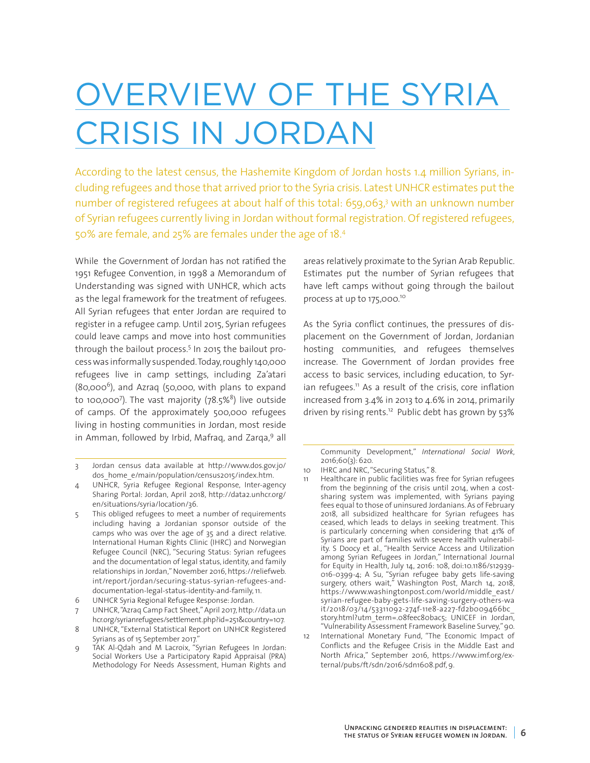# OVERVIEW OF THE SYRIA CRISIS IN JORDAN

According to the latest census, the Hashemite Kingdom of Jordan hosts 1.4 million Syrians, including refugees and those that arrived prior to the Syria crisis. Latest UNHCR estimates put the number of registered refugees at about half of this total: 659,063,[3] with an unknown number of Syrian refugees currently living in Jordan without formal registration. Of registered refugees, 50% are female, and 25% are females under the age of 18.[4]

While the Government of Jordan has not ratified the 1951 Refugee Convention, in 1998 a Memorandum of Understanding was signed with UNHCR, which acts as the legal framework for the treatment of refugees. All Syrian refugees that enter Jordan are required to register in a refugee camp. Until 2015, Syrian refugees could leave camps and move into host communities through the bailout process.[5] In 2015 the bailout process was informally suspended. Today, roughly 140,000 refugees live in camp settings, including Za'atari (80,000[6]), and Azraq (50,000, with plans to expand to 100,000[7]). The vast majority (78.5%[8]) live outside of camps. Of the approximately 500,000 refugees living in hosting communities in Jordan, most reside in Amman, followed by Irbid, Mafraq, and Zarqa,[9] all areas relatively proximate to the Syrian Arab Republic. Estimates put the number of Syrian refugees that have left camps without going through the bailout process at up to 175,000.[10]

As the Syria conflict continues, the pressures of displacement on the Government of Jordan, Jordanian hosting communities, and refugees themselves increase. The Government of Jordan provides free access to basic services, including education, to Syrian refugees.[11] As a result of the crisis, core inflation increased from 3.4% in 2013 to 4.6% in 2014, primarily driven by rising rents.[12] Public debt has grown by 53%

---

3 Jordan census data available at http://www.dos.gov.jo/dos_home_e/main/population/census2015/index.htm.

4 UNHCR, Syria Refugee Regional Response, Inter-agency Sharing Portal: Jordan, April 2018, http://data2.unhcr.org/en/situations/syria/location/36.

5 This obliged refugees to meet a number of requirements including having a Jordanian sponsor outside of the camps who was over the age of 35 and a direct relative. International Human Rights Clinic (IHRC) and Norwegian Refugee Council (NRC), "Securing Status: Syrian refugees and the documentation of legal status, identity, and family relationships in Jordan," November 2016, https://reliefweb.int/report/jordan/securing-status-syrian-refugees-and-documentation-legal-status-identity-and-family, 11.

6 UNHCR Syria Regional Refugee Response: Jordan.

7 UNHCR, "Azraq Camp Fact Sheet," April 2017, http://data.unhcr.org/syrianrefugees/settlement.php?id=251&country=107.

8 UNHCR, "External Statistical Report on UNHCR Registered Syrians as of 15 September 2017."

9 TAK Al-Qdah and M Lacroix, "Syrian Refugees In Jordan: Social Workers Use a Participatory Rapid Appraisal (PRA) Methodology For Needs Assessment, Human Rights and Community Development," *International Social Work*, 2016;60(3): 620.

10 IHRC and NRC, "Securing Status," 8.

11 Healthcare in public facilities was free for Syrian refugees from the beginning of the crisis until 2014, when a cost-sharing system was implemented, with Syrians paying fees equal to those of uninsured Jordanians. As of February 2018, all subsidized healthcare for Syrian refugees has ceased, which leads to delays in seeking treatment. This is particularly concerning when considering that 41% of Syrians are part of families with severe health vulnerability. S Doocy et al., "Health Service Access and Utilization among Syrian Refugees in Jordan," International Journal for Equity in Health, July 14, 2016: 108, doi:10.1186/s12939-016-0399-4; A Su, "Syrian refugee baby gets life-saving surgery, others wait," Washington Post, March 14, 2018, https://www.washingtonpost.com/world/middle_east/syrian-refugee-baby-gets-life-saving-surgery-others-wait/2018/03/14/53311092-274f-11e8-a227-fd2b009466bc_story.html?utm_term=.08feec80bac5; UNICEF in Jordan, "Vulnerability Assessment Framework Baseline Survey," 90.

12 International Monetary Fund, "The Economic Impact of Conflicts and the Refugee Crisis in the Middle East and North Africa," September 2016, https://www.imf.org/external/pubs/ft/sdn/2016/sdn1608.pdf, 9.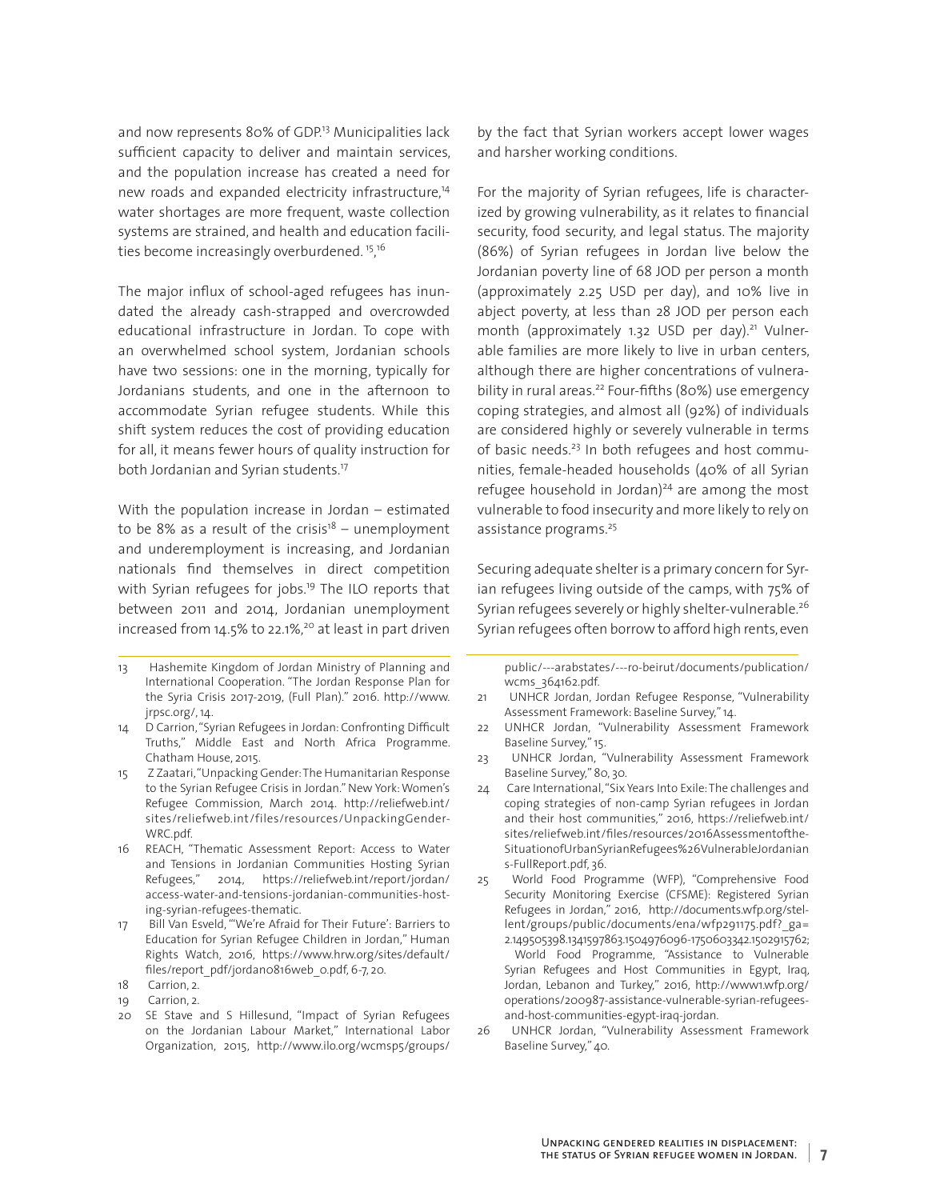and now represents 80% of GDP.[13] Municipalities lack sufficient capacity to deliver and maintain services, and the population increase has created a need for new roads and expanded electricity infrastructure,[14] water shortages are more frequent, waste collection systems are strained, and health and education facilities become increasingly overburdened. [15,16]

The major influx of school-aged refugees has inundated the already cash-strapped and overcrowded educational infrastructure in Jordan. To cope with an overwhelmed school system, Jordanian schools have two sessions: one in the morning, typically for Jordanians students, and one in the afternoon to accommodate Syrian refugee students. While this shift system reduces the cost of providing education for all, it means fewer hours of quality instruction for both Jordanian and Syrian students.[17]

With the population increase in Jordan – estimated to be 8% as a result of the crisis[18] – unemployment and underemployment is increasing, and Jordanian nationals find themselves in direct competition with Syrian refugees for jobs.[19] The ILO reports that between 2011 and 2014, Jordanian unemployment increased from 14.5% to 22.1%,[20] at least in part driven by the fact that Syrian workers accept lower wages and harsher working conditions.

For the majority of Syrian refugees, life is characterized by growing vulnerability, as it relates to financial security, food security, and legal status. The majority (86%) of Syrian refugees in Jordan live below the Jordanian poverty line of 68 JOD per person a month (approximately 2.25 USD per day), and 10% live in abject poverty, at less than 28 JOD per person each month (approximately 1.32 USD per day).[21] Vulnerable families are more likely to live in urban centers, although there are higher concentrations of vulnerability in rural areas.[22] Four-fifths (80%) use emergency coping strategies, and almost all (92%) of individuals are considered highly or severely vulnerable in terms of basic needs.[23] In both refugees and host communities, female-headed households (40% of all Syrian refugee household in Jordan)[24] are among the most vulnerable to food insecurity and more likely to rely on assistance programs.[25]

Securing adequate shelter is a primary concern for Syrian refugees living outside of the camps, with 75% of Syrian refugees severely or highly shelter-vulnerable.[26] Syrian refugees often borrow to afford high rents, even

---

13 Hashemite Kingdom of Jordan Ministry of Planning and International Cooperation. "The Jordan Response Plan for the Syria Crisis 2017-2019, (Full Plan)." 2016. http://www.jrpsc.org/, 14.

14 D Carrion, "Syrian Refugees in Jordan: Confronting Difficult Truths," Middle East and North Africa Programme. Chatham House, 2015.

15 Z Zaatari, "Unpacking Gender: The Humanitarian Response to the Syrian Refugee Crisis in Jordan." New York: Women's Refugee Commission, March 2014. http://reliefweb.int/sites/reliefweb.int/files/resources/UnpackingGender-WRC.pdf.

16 REACH, "Thematic Assessment Report: Access to Water and Tensions in Jordanian Communities Hosting Syrian Refugees," 2014, https://reliefweb.int/report/jordan/access-water-and-tensions-jordanian-communities-hosting-syrian-refugees-thematic.

17 Bill Van Esveld, "'We're Afraid for Their Future': Barriers to Education for Syrian Refugee Children in Jordan," Human Rights Watch, 2016, https://www.hrw.org/sites/default/files/report_pdf/jordan0816web_0.pdf, 6-7, 20.

18 Carrion, 2.

19 Carrion, 2.

20 SE Stave and S Hillesund, "Impact of Syrian Refugees on the Jordanian Labour Market," International Labor Organization, 2015, http://www.ilo.org/wcmsp5/groups/public/---arabstates/---ro-beirut/documents/publication/wcms_364162.pdf.

21 UNHCR Jordan, Jordan Refugee Response, "Vulnerability Assessment Framework: Baseline Survey," 14.

22 UNHCR Jordan, "Vulnerability Assessment Framework Baseline Survey," 15.

23 UNHCR Jordan, "Vulnerability Assessment Framework Baseline Survey," 80, 30.

24 Care International, "Six Years Into Exile: The challenges and coping strategies of non-camp Syrian refugees in Jordan and their host communities," 2016, https://reliefweb.int/sites/reliefweb.int/files/resources/2016AssessmentoftheSituationofUrbanSyrianRefugees%26VulnerableJordanians-FullReport.pdf, 36.

25 World Food Programme (WFP), "Comprehensive Food Security Monitoring Exercise (CFSME): Registered Syrian Refugees in Jordan," 2016, http://documents.wfp.org/stellent/groups/public/documents/ena/wfp291175.pdf?_ga=2.149505398.1341597863.1504976096-1750603342.1502915762; World Food Programme, "Assistance to Vulnerable Syrian Refugees and Host Communities in Egypt, Iraq, Jordan, Lebanon and Turkey," 2016, http://www1.wfp.org/operations/200987-assistance-vulnerable-syrian-refugees-and-host-communities-egypt-iraq-jordan.

26 UNHCR Jordan, "Vulnerability Assessment Framework Baseline Survey," 40.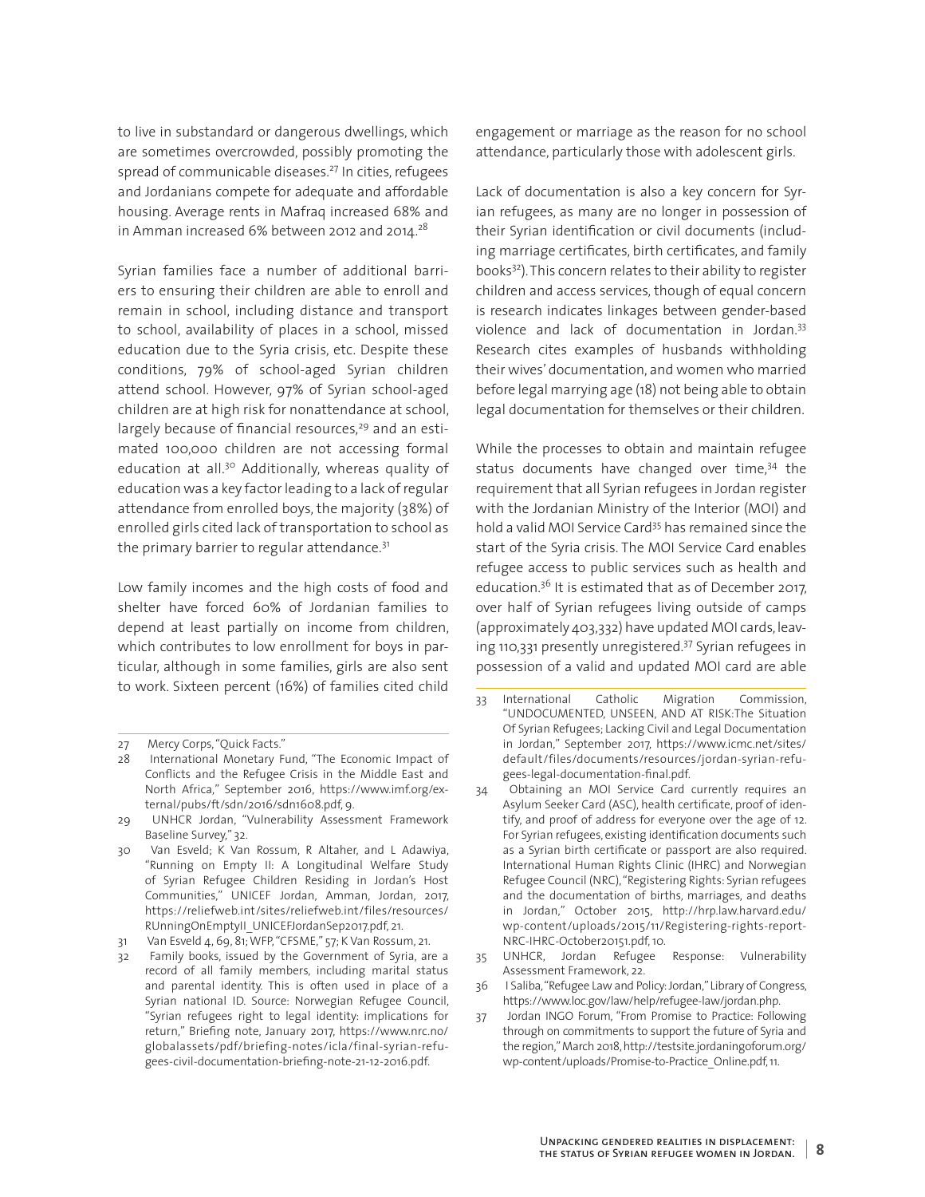to live in substandard or dangerous dwellings, which are sometimes overcrowded, possibly promoting the spread of communicable diseases.[27] In cities, refugees and Jordanians compete for adequate and affordable housing. Average rents in Mafraq increased 68% and in Amman increased 6% between 2012 and 2014.[28]

Syrian families face a number of additional barriers to ensuring their children are able to enroll and remain in school, including distance and transport to school, availability of places in a school, missed education due to the Syria crisis, etc. Despite these conditions, 79% of school-aged Syrian children attend school. However, 97% of Syrian school-aged children are at high risk for nonattendance at school, largely because of financial resources,[29] and an estimated 100,000 children are not accessing formal education at all.[30] Additionally, whereas quality of education was a key factor leading to a lack of regular attendance from enrolled boys, the majority (38%) of enrolled girls cited lack of transportation to school as the primary barrier to regular attendance.[31]

Low family incomes and the high costs of food and shelter have forced 60% of Jordanian families to depend at least partially on income from children, which contributes to low enrollment for boys in particular, although in some families, girls are also sent to work. Sixteen percent (16%) of families cited child engagement or marriage as the reason for no school attendance, particularly those with adolescent girls.

Lack of documentation is also a key concern for Syrian refugees, as many are no longer in possession of their Syrian identification or civil documents (including marriage certificates, birth certificates, and family books[32]). This concern relates to their ability to register children and access services, though of equal concern is research indicates linkages between gender-based violence and lack of documentation in Jordan.[33] Research cites examples of husbands withholding their wives' documentation, and women who married before legal marrying age (18) not being able to obtain legal documentation for themselves or their children.

While the processes to obtain and maintain refugee status documents have changed over time,[34] the requirement that all Syrian refugees in Jordan register with the Jordanian Ministry of the Interior (MOI) and hold a valid MOI Service Card[35] has remained since the start of the Syria crisis. The MOI Service Card enables refugee access to public services such as health and education.[36] It is estimated that as of December 2017, over half of Syrian refugees living outside of camps (approximately 403,332) have updated MOI cards, leaving 110,331 presently unregistered.[37] Syrian refugees in possession of a valid and updated MOI card are able

---

27 Mercy Corps, "Quick Facts."

28 International Monetary Fund, "The Economic Impact of Conflicts and the Refugee Crisis in the Middle East and North Africa," September 2016, https://www.imf.org/external/pubs/ft/sdn/2016/sdn1608.pdf, 9.

29 UNHCR Jordan, "Vulnerability Assessment Framework Baseline Survey," 32.

30 Van Esveld; K Van Rossum, R Altaher, and L Adawiya, "Running on Empty II: A Longitudinal Welfare Study of Syrian Refugee Children Residing in Jordan's Host Communities," UNICEF Jordan, Amman, Jordan, 2017, https://reliefweb.int/sites/reliefweb.int/files/resources/RUnningOnEmptyII_UNICEFJordanSep2017.pdf, 21.

31 Van Esveld 4, 69, 81; WFP, "CFSME," 57; K Van Rossum, 21.

32 Family books, issued by the Government of Syria, are a record of all family members, including marital status and parental identity. This is often used in place of a Syrian national ID. Source: Norwegian Refugee Council, "Syrian refugees right to legal identity: implications for return," Briefing note, January 2017, https://www.nrc.no/globalassets/pdf/briefing-notes/icla/final-syrian-refugees-civil-documentation-briefing-note-21-12-2016.pdf.

33 International Catholic Migration Commission, "UNDOCUMENTED, UNSEEN, AND AT RISK:The Situation Of Syrian Refugees; Lacking Civil and Legal Documentation in Jordan," September 2017, https://www.icmc.net/sites/default/files/documents/resources/jordan-syrian-refugees-legal-documentation-final.pdf.

34 Obtaining an MOI Service Card currently requires an Asylum Seeker Card (ASC), health certificate, proof of identify, and proof of address for everyone over the age of 12. For Syrian refugees, existing identification documents such as a Syrian birth certificate or passport are also required. International Human Rights Clinic (IHRC) and Norwegian Refugee Council (NRC), "Registering Rights: Syrian refugees and the documentation of births, marriages, and deaths in Jordan," October 2015, http://hrp.law.harvard.edu/wp-content/uploads/2015/11/Registering-rights-report-NRC-IHRC-October20151.pdf, 10.

35 UNHCR, Jordan Refugee Response: Vulnerability Assessment Framework, 22.

36 I Saliba, "Refugee Law and Policy: Jordan," Library of Congress, https://www.loc.gov/law/help/refugee-law/jordan.php.

37 Jordan INGO Forum, "From Promise to Practice: Following through on commitments to support the future of Syria and the region," March 2018, http://testsite.jordaningoforum.org/wp-content/uploads/Promise-to-Practice_Online.pdf, 11.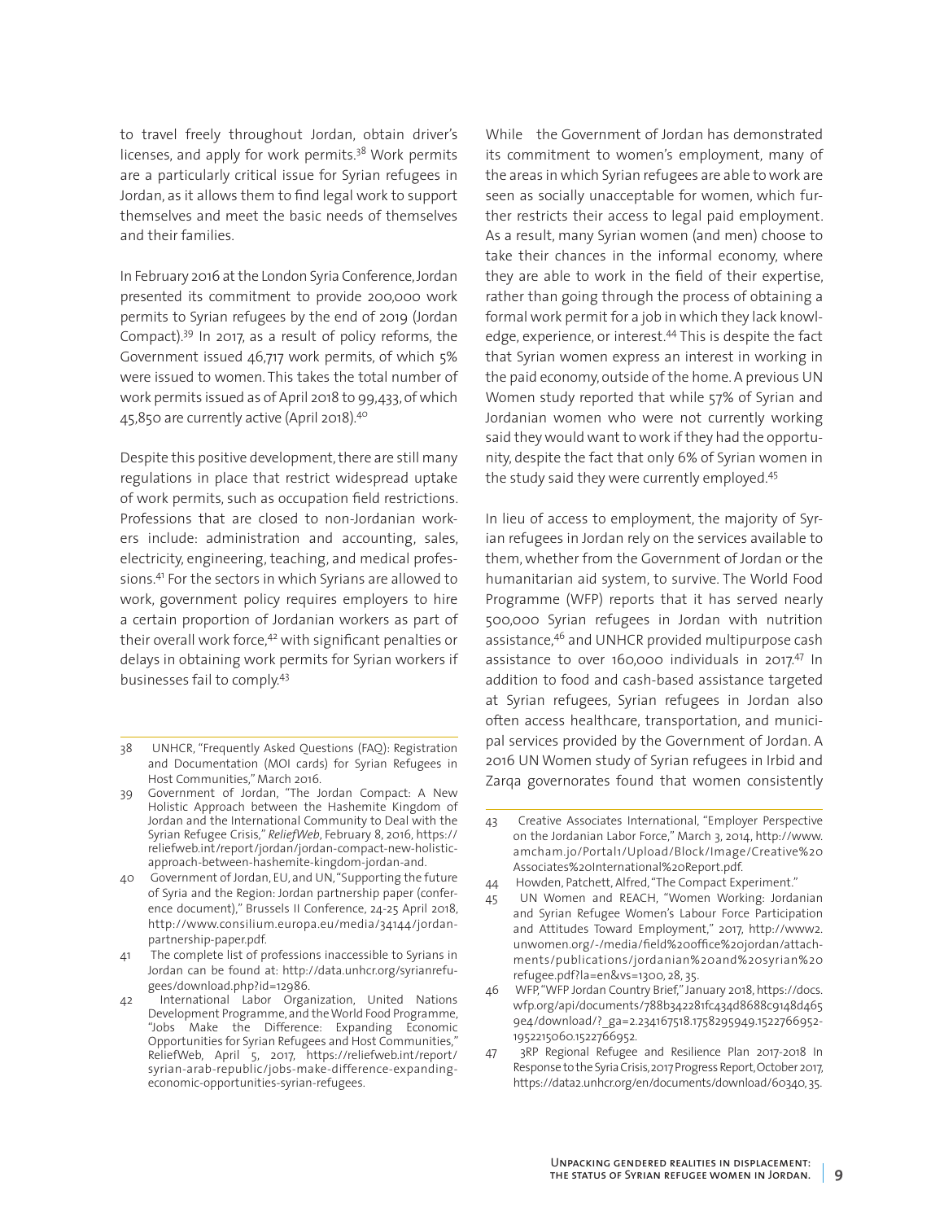to travel freely throughout Jordan, obtain driver's licenses, and apply for work permits.[38] Work permits are a particularly critical issue for Syrian refugees in Jordan, as it allows them to find legal work to support themselves and meet the basic needs of themselves and their families.

In February 2016 at the London Syria Conference, Jordan presented its commitment to provide 200,000 work permits to Syrian refugees by the end of 2019 (Jordan Compact).[39] In 2017, as a result of policy reforms, the Government issued 46,717 work permits, of which 5% were issued to women. This takes the total number of work permits issued as of April 2018 to 99,433, of which 45,850 are currently active (April 2018).[40]

Despite this positive development, there are still many regulations in place that restrict widespread uptake of work permits, such as occupation field restrictions. Professions that are closed to non-Jordanian workers include: administration and accounting, sales, electricity, engineering, teaching, and medical professions.[41] For the sectors in which Syrians are allowed to work, government policy requires employers to hire a certain proportion of Jordanian workers as part of their overall work force,[42] with significant penalties or delays in obtaining work permits for Syrian workers if businesses fail to comply.[43]

While the Government of Jordan has demonstrated its commitment to women's employment, many of the areas in which Syrian refugees are able to work are seen as socially unacceptable for women, which further restricts their access to legal paid employment. As a result, many Syrian women (and men) choose to take their chances in the informal economy, where they are able to work in the field of their expertise, rather than going through the process of obtaining a formal work permit for a job in which they lack knowledge, experience, or interest.[44] This is despite the fact that Syrian women express an interest in working in the paid economy, outside of the home. A previous UN Women study reported that while 57% of Syrian and Jordanian women who were not currently working said they would want to work if they had the opportunity, despite the fact that only 6% of Syrian women in the study said they were currently employed.[45]

In lieu of access to employment, the majority of Syrian refugees in Jordan rely on the services available to them, whether from the Government of Jordan or the humanitarian aid system, to survive. The World Food Programme (WFP) reports that it has served nearly 500,000 Syrian refugees in Jordan with nutrition assistance,[46] and UNHCR provided multipurpose cash assistance to over 160,000 individuals in 2017.[47] In addition to food and cash-based assistance targeted at Syrian refugees, Syrian refugees in Jordan also often access healthcare, transportation, and municipal services provided by the Government of Jordan. A 2016 UN Women study of Syrian refugees in Irbid and Zarqa governorates found that women consistently

---

38 UNHCR, "Frequently Asked Questions (FAQ): Registration and Documentation (MOI cards) for Syrian Refugees in Host Communities," March 2016.

39 Government of Jordan, "The Jordan Compact: A New Holistic Approach between the Hashemite Kingdom of Jordan and the International Community to Deal with the Syrian Refugee Crisis," *ReliefWeb*, February 8, 2016, https://reliefweb.int/report/jordan/jordan-compact-new-holistic-approach-between-hashemite-kingdom-jordan-and.

40 Government of Jordan, EU, and UN, "Supporting the future of Syria and the Region: Jordan partnership paper (conference document)," Brussels II Conference, 24-25 April 2018, http://www.consilium.europa.eu/media/34144/jordan-partnership-paper.pdf.

41 The complete list of professions inaccessible to Syrians in Jordan can be found at: http://data.unhcr.org/syrianrefugees/download.php?id=12986.

42 International Labor Organization, United Nations Development Programme, and the World Food Programme, "Jobs Make the Difference: Expanding Economic Opportunities for Syrian Refugees and Host Communities," ReliefWeb, April 5, 2017, https://reliefweb.int/report/syrian-arab-republic/jobs-make-difference-expanding-economic-opportunities-syrian-refugees.

43 Creative Associates International, "Employer Perspective on the Jordanian Labor Force," March 3, 2014, http://www.amcham.jo/Portal1/Upload/Block/Image/Creative%20Associates%20International%20Report.pdf.

44 Howden, Patchett, Alfred, "The Compact Experiment."

45 UN Women and REACH, "Women Working: Jordanian and Syrian Refugee Women's Labour Force Participation and Attitudes Toward Employment," 2017, http://www2.unwomen.org/-/media/field%20office%20jordan/attachments/publications/jordanian%20and%20syrian%20refugee.pdf?la=en&vs=1300, 28, 35.

46 WFP, "WFP Jordan Country Brief," January 2018, https://docs.wfp.org/api/documents/788b342281fc434d8688c9148d4659e4/download/?_ga=2.234167518.1758295949.1522766952-1952215060.1522766952.

47 3RP Regional Refugee and Resilience Plan 2017-2018 In Response to the Syria Crisis, 2017 Progress Report, October 2017, https://data2.unhcr.org/en/documents/download/60340, 35.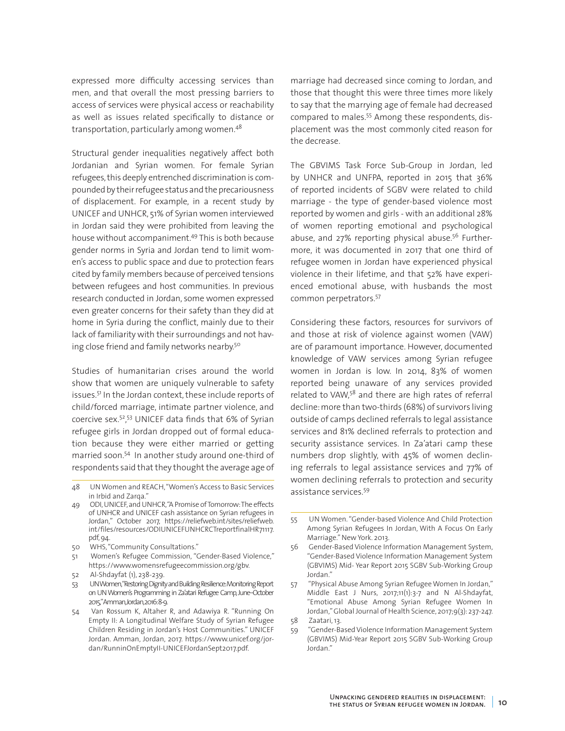expressed more difficulty accessing services than men, and that overall the most pressing barriers to access of services were physical access or reachability as well as issues related specifically to distance or transportation, particularly among women.[48]

Structural gender inequalities negatively affect both Jordanian and Syrian women. For female Syrian refugees, this deeply entrenched discrimination is compounded by their refugee status and the precariousness of displacement. For example, in a recent study by UNICEF and UNHCR, 51% of Syrian women interviewed in Jordan said they were prohibited from leaving the house without accompaniment.[49] This is both because gender norms in Syria and Jordan tend to limit women's access to public space and due to protection fears cited by family members because of perceived tensions between refugees and host communities. In previous research conducted in Jordan, some women expressed even greater concerns for their safety than they did at home in Syria during the conflict, mainly due to their lack of familiarity with their surroundings and not having close friend and family networks nearby.[50]

Studies of humanitarian crises around the world show that women are uniquely vulnerable to safety issues.[51] In the Jordan context, these include reports of child/forced marriage, intimate partner violence, and coercive sex.[52],[53] UNICEF data finds that 6% of Syrian refugee girls in Jordan dropped out of formal education because they were either married or getting married soon.[54] In another study around one-third of respondents said that they thought the average age of marriage had decreased since coming to Jordan, and those that thought this were three times more likely to say that the marrying age of female had decreased compared to males.[55] Among these respondents, displacement was the most commonly cited reason for the decrease.

The GBVIMS Task Force Sub-Group in Jordan, led by UNHCR and UNFPA, reported in 2015 that 36% of reported incidents of SGBV were related to child marriage - the type of gender-based violence most reported by women and girls - with an additional 28% of women reporting emotional and psychological abuse, and 27% reporting physical abuse.[56] Furthermore, it was documented in 2017 that one third of refugee women in Jordan have experienced physical violence in their lifetime, and that 52% have experienced emotional abuse, with husbands the most common perpetrators.[57]

Considering these factors, resources for survivors of and those at risk of violence against women (VAW) are of paramount importance. However, documented knowledge of VAW services among Syrian refugee women in Jordan is low. In 2014, 83% of women reported being unaware of any services provided related to VAW,[58] and there are high rates of referral decline: more than two-thirds (68%) of survivors living outside of camps declined referrals to legal assistance services and 81% declined referrals to protection and security assistance services. In Za'atari camp these numbers drop slightly, with 45% of women declining referrals to legal assistance services and 77% of women declining referrals to protection and security assistance services.[59]

---

48 UN Women and REACH, "Women's Access to Basic Services in Irbid and Zarqa."

49 ODI, UNICEF, and UNHCR, "A Promise of Tomorrow: The effects of UNHCR and UNICEF cash assistance on Syrian refugees in Jordan," October 2017, https://reliefweb.int/sites/reliefweb.int/files/resources/ODIUNICEFUNHCRCTreportfinalHR71117.pdf, 94.

50 WHS, "Community Consultations."

51 Women's Refugee Commission, "Gender-Based Violence," https://www.womensrefugeecommission.org/gbv.

52 Al-Shdayfat (1), 238-239.

53 UN Women, "Restoring Dignity and Building Resilience: Monitoring Report on UN Women's Programming in Za'atari Refugee Camp, June–October 2015," Amman, Jordan, 2016: 8-9.

54 Van Rossum K, Altaher R, and Adawiya R. "Running On Empty II: A Longitudinal Welfare Study of Syrian Refugee Children Residing in Jordan's Host Communities." UNICEF Jordan. Amman, Jordan, 2017. https://www.unicef.org/jordan/RunninOnEmptyII-UNICEFJordanSept2017.pdf.

55 UN Women. "Gender-based Violence And Child Protection Among Syrian Refugees In Jordan, With A Focus On Early Marriage." New York. 2013.

56 Gender-Based Violence Information Management System, "Gender-Based Violence Information Management System (GBVIMS) Mid- Year Report 2015 SGBV Sub-Working Group Jordan."

57 "Physical Abuse Among Syrian Refugee Women In Jordan," Middle East J Nurs, 2017;11(1):3-7 and N Al-Shdayfat, "Emotional Abuse Among Syrian Refugee Women In Jordan," Global Journal of Health Science, 2017;9(3): 237-247.

58 Zaatari, 13.

59 "Gender-Based Violence Information Management System (GBVIMS) Mid-Year Report 2015 SGBV Sub-Working Group Jordan."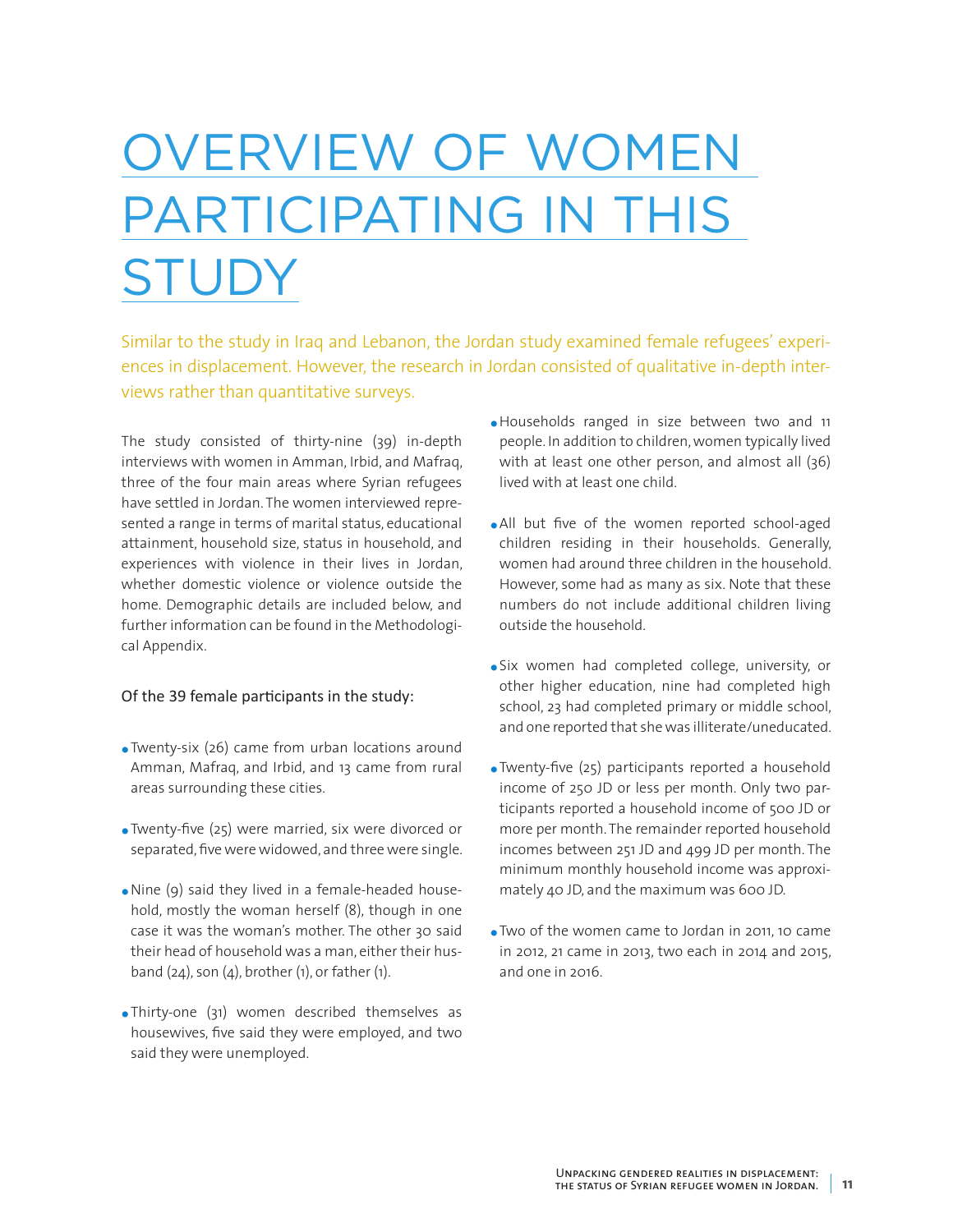# OVERVIEW OF WOMEN PARTICIPATING IN THIS STUDY

Similar to the study in Iraq and Lebanon, the Jordan study examined female refugees' experiences in displacement. However, the research in Jordan consisted of qualitative in-depth interviews rather than quantitative surveys.

The study consisted of thirty-nine (39) in-depth interviews with women in Amman, Irbid, and Mafraq, three of the four main areas where Syrian refugees have settled in Jordan. The women interviewed represented a range in terms of marital status, educational attainment, household size, status in household, and experiences with violence in their lives in Jordan, whether domestic violence or violence outside the home. Demographic details are included below, and further information can be found in the Methodological Appendix.

Of the 39 female participants in the study:

- Twenty-six (26) came from urban locations around Amman, Mafraq, and Irbid, and 13 came from rural areas surrounding these cities.
- Twenty-five (25) were married, six were divorced or separated, five were widowed, and three were single.
- Nine (9) said they lived in a female-headed household, mostly the woman herself (8), though in one case it was the woman's mother. The other 30 said their head of household was a man, either their husband (24), son (4), brother (1), or father (1).
- Thirty-one (31) women described themselves as housewives, five said they were employed, and two said they were unemployed.
- Households ranged in size between two and 11 people. In addition to children, women typically lived with at least one other person, and almost all (36) lived with at least one child.
- All but five of the women reported school-aged children residing in their households. Generally, women had around three children in the household. However, some had as many as six. Note that these numbers do not include additional children living outside the household.
- Six women had completed college, university, or other higher education, nine had completed high school, 23 had completed primary or middle school, and one reported that she was illiterate/uneducated.
- Twenty-five (25) participants reported a household income of 250 JD or less per month. Only two participants reported a household income of 500 JD or more per month. The remainder reported household incomes between 251 JD and 499 JD per month. The minimum monthly household income was approximately 40 JD, and the maximum was 600 JD.
- Two of the women came to Jordan in 2011, 10 came in 2012, 21 came in 2013, two each in 2014 and 2015, and one in 2016.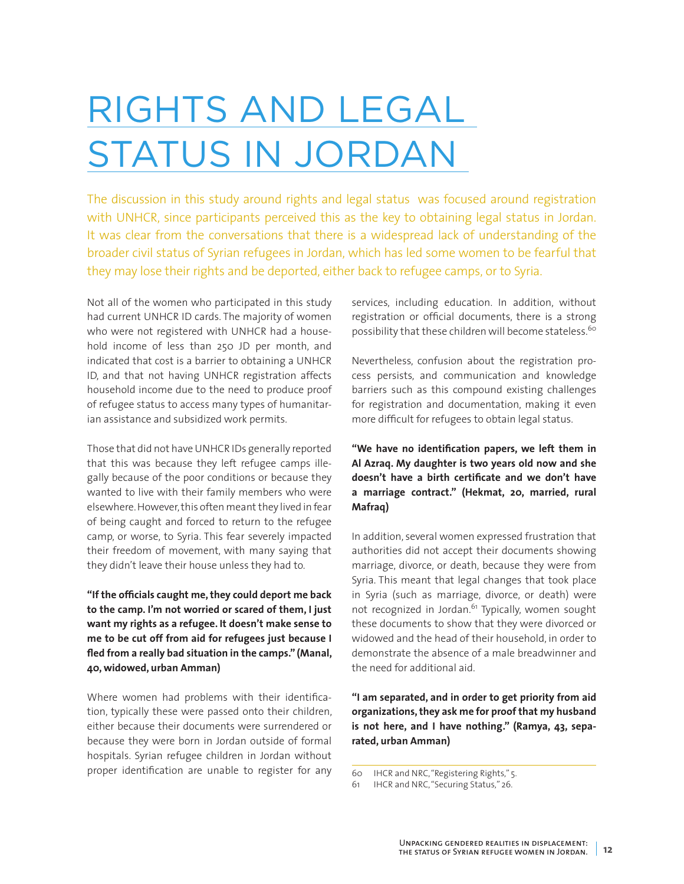# RIGHTS AND LEGAL STATUS IN JORDAN

The discussion in this study around rights and legal status  was focused around registration with UNHCR, since participants perceived this as the key to obtaining legal status in Jordan. It was clear from the conversations that there is a widespread lack of understanding of the broader civil status of Syrian refugees in Jordan, which has led some women to be fearful that they may lose their rights and be deported, either back to refugee camps, or to Syria.

Not all of the women who participated in this study had current UNHCR ID cards. The majority of women who were not registered with UNHCR had a household income of less than 250 JD per month, and indicated that cost is a barrier to obtaining a UNHCR ID, and that not having UNHCR registration affects household income due to the need to produce proof of refugee status to access many types of humanitarian assistance and subsidized work permits.

Those that did not have UNHCR IDs generally reported that this was because they left refugee camps illegally because of the poor conditions or because they wanted to live with their family members who were elsewhere. However, this often meant they lived in fear of being caught and forced to return to the refugee camp, or worse, to Syria. This fear severely impacted their freedom of movement, with many saying that they didn't leave their house unless they had to.

**"If the officials caught me, they could deport me back to the camp. I'm not worried or scared of them, I just want my rights as a refugee. It doesn't make sense to me to be cut off from aid for refugees just because I fled from a really bad situation in the camps." (Manal, 40, widowed, urban Amman)**

Where women had problems with their identification, typically these were passed onto their children, either because their documents were surrendered or because they were born in Jordan outside of formal hospitals. Syrian refugee children in Jordan without proper identification are unable to register for any services, including education. In addition, without registration or official documents, there is a strong possibility that these children will become stateless.[60]

Nevertheless, confusion about the registration process persists, and communication and knowledge barriers such as this compound existing challenges for registration and documentation, making it even more difficult for refugees to obtain legal status.

**"We have no identification papers, we left them in Al Azraq. My daughter is two years old now and she doesn't have a birth certificate and we don't have a marriage contract." (Hekmat, 20, married, rural Mafraq)**

In addition, several women expressed frustration that authorities did not accept their documents showing marriage, divorce, or death, because they were from Syria. This meant that legal changes that took place in Syria (such as marriage, divorce, or death) were not recognized in Jordan.[61] Typically, women sought these documents to show that they were divorced or widowed and the head of their household, in order to demonstrate the absence of a male breadwinner and the need for additional aid.

**"I am separated, and in order to get priority from aid organizations, they ask me for proof that my husband is not here, and I have nothing." (Ramya, 43, separated, urban Amman)**

60 IHCR and NRC, "Registering Rights," 5.

61 IHCR and NRC, "Securing Status," 26.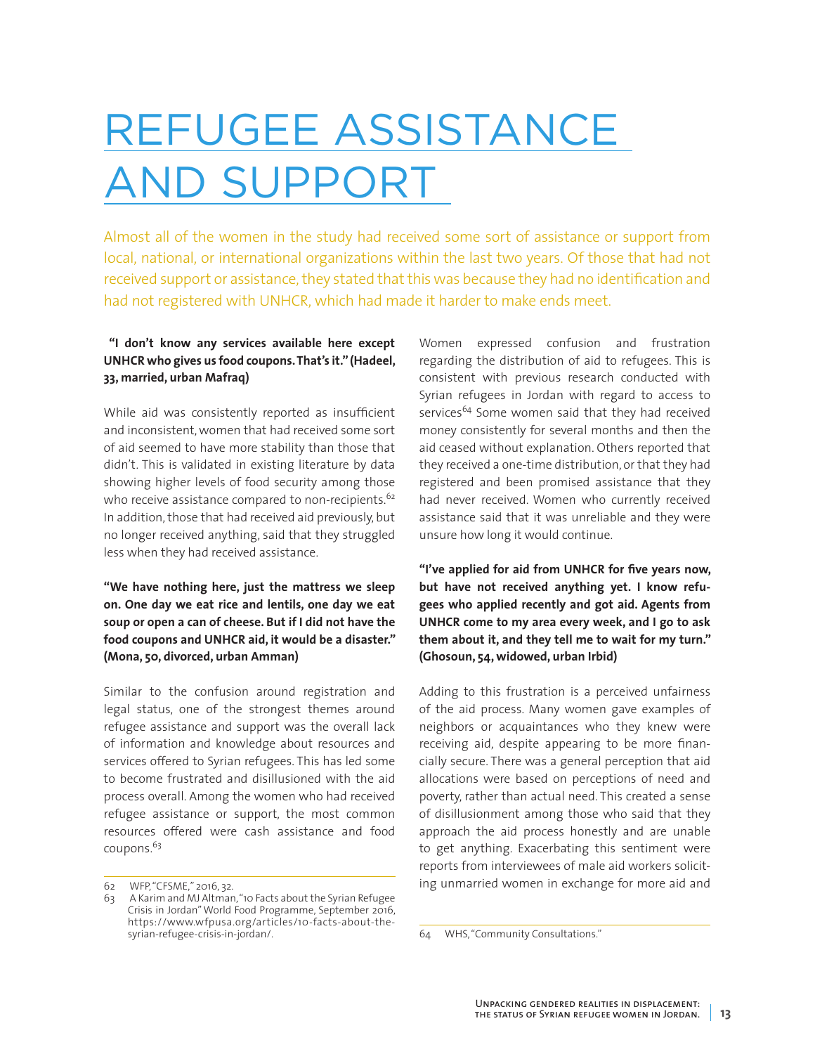# REFUGEE ASSISTANCE AND SUPPORT

Almost all of the women in the study had received some sort of assistance or support from local, national, or international organizations within the last two years. Of those that had not received support or assistance, they stated that this was because they had no identification and had not registered with UNHCR, which had made it harder to make ends meet.

**"I don't know any services available here except UNHCR who gives us food coupons. That's it." (Hadeel, 33, married, urban Mafraq)**

While aid was consistently reported as insufficient and inconsistent, women that had received some sort of aid seemed to have more stability than those that didn't. This is validated in existing literature by data showing higher levels of food security among those who receive assistance compared to non-recipients.[62] In addition, those that had received aid previously, but no longer received anything, said that they struggled less when they had received assistance.

**"We have nothing here, just the mattress we sleep on. One day we eat rice and lentils, one day we eat soup or open a can of cheese. But if I did not have the food coupons and UNHCR aid, it would be a disaster." (Mona, 50, divorced, urban Amman)**

Similar to the confusion around registration and legal status, one of the strongest themes around refugee assistance and support was the overall lack of information and knowledge about resources and services offered to Syrian refugees. This has led some to become frustrated and disillusioned with the aid process overall. Among the women who had received refugee assistance or support, the most common resources offered were cash assistance and food coupons.[63]

Women expressed confusion and frustration regarding the distribution of aid to refugees. This is consistent with previous research conducted with Syrian refugees in Jordan with regard to access to services[64] Some women said that they had received money consistently for several months and then the aid ceased without explanation. Others reported that they received a one-time distribution, or that they had registered and been promised assistance that they had never received. Women who currently received assistance said that it was unreliable and they were unsure how long it would continue.

**"I've applied for aid from UNHCR for five years now, but have not received anything yet. I know refugees who applied recently and got aid. Agents from UNHCR come to my area every week, and I go to ask them about it, and they tell me to wait for my turn." (Ghosoun, 54, widowed, urban Irbid)**

Adding to this frustration is a perceived unfairness of the aid process. Many women gave examples of neighbors or acquaintances who they knew were receiving aid, despite appearing to be more financially secure. There was a general perception that aid allocations were based on perceptions of need and poverty, rather than actual need. This created a sense of disillusionment among those who said that they approach the aid process honestly and are unable to get anything. Exacerbating this sentiment were reports from interviewees of male aid workers soliciting unmarried women in exchange for more aid and

---

62 WFP, "CFSME," 2016, 32.

63 A Karim and MJ Altman, "10 Facts about the Syrian Refugee Crisis in Jordan" World Food Programme, September 2016, https://www.wfpusa.org/articles/10-facts-about-the-syrian-refugee-crisis-in-jordan/.

64 WHS, "Community Consultations."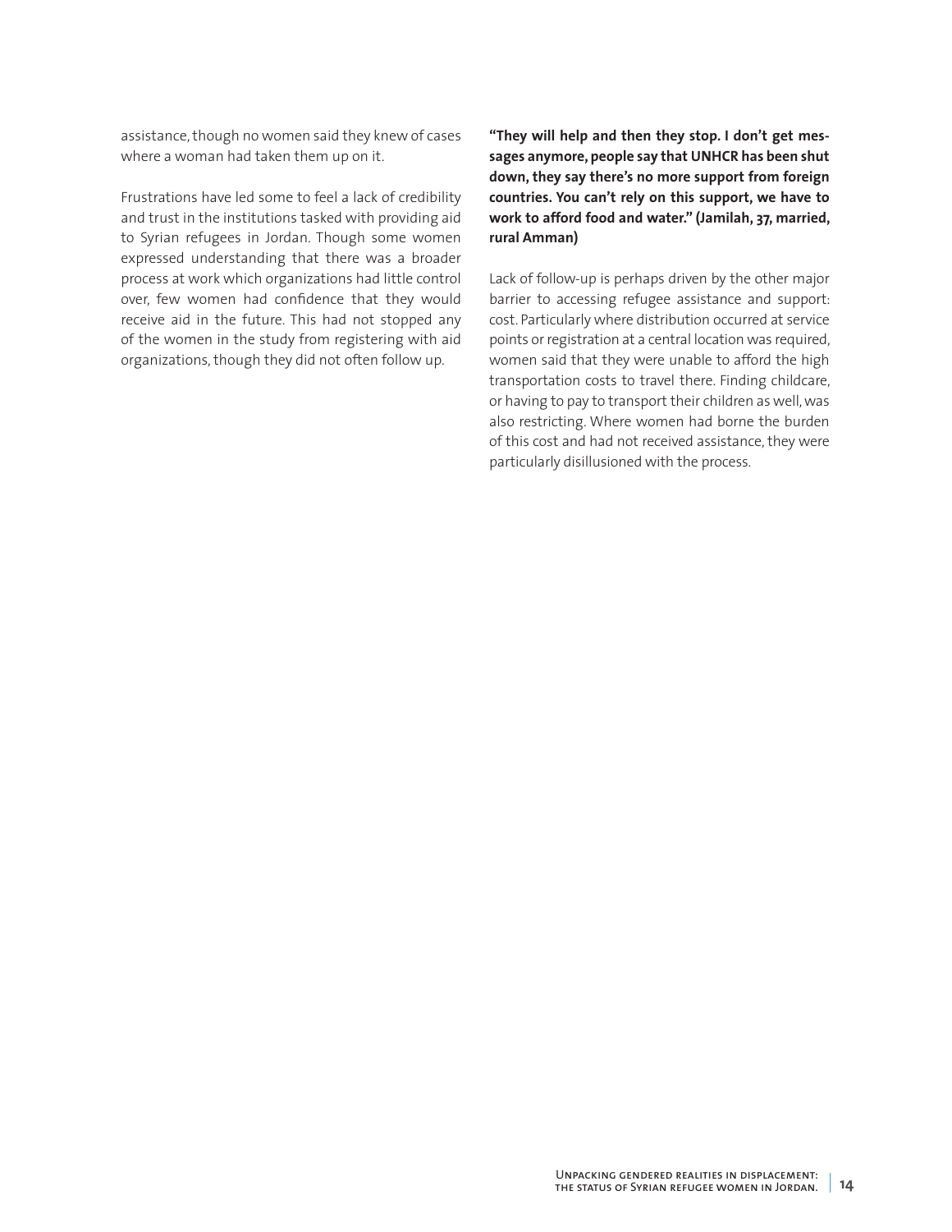assistance, though no women said they knew of cases where a woman had taken them up on it.

Frustrations have led some to feel a lack of credibility and trust in the institutions tasked with providing aid to Syrian refugees in Jordan. Though some women expressed understanding that there was a broader process at work which organizations had little control over, few women had confidence that they would receive aid in the future. This had not stopped any of the women in the study from registering with aid organizations, though they did not often follow up.

**"They will help and then they stop. I don't get messages anymore, people say that UNHCR has been shut down, they say there's no more support from foreign countries. You can't rely on this support, we have to work to afford food and water." (Jamilah, 37, married, rural Amman)**

Lack of follow-up is perhaps driven by the other major barrier to accessing refugee assistance and support: cost. Particularly where distribution occurred at service points or registration at a central location was required, women said that they were unable to afford the high transportation costs to travel there. Finding childcare, or having to pay to transport their children as well, was also restricting. Where women had borne the burden of this cost and had not received assistance, they were particularly disillusioned with the process.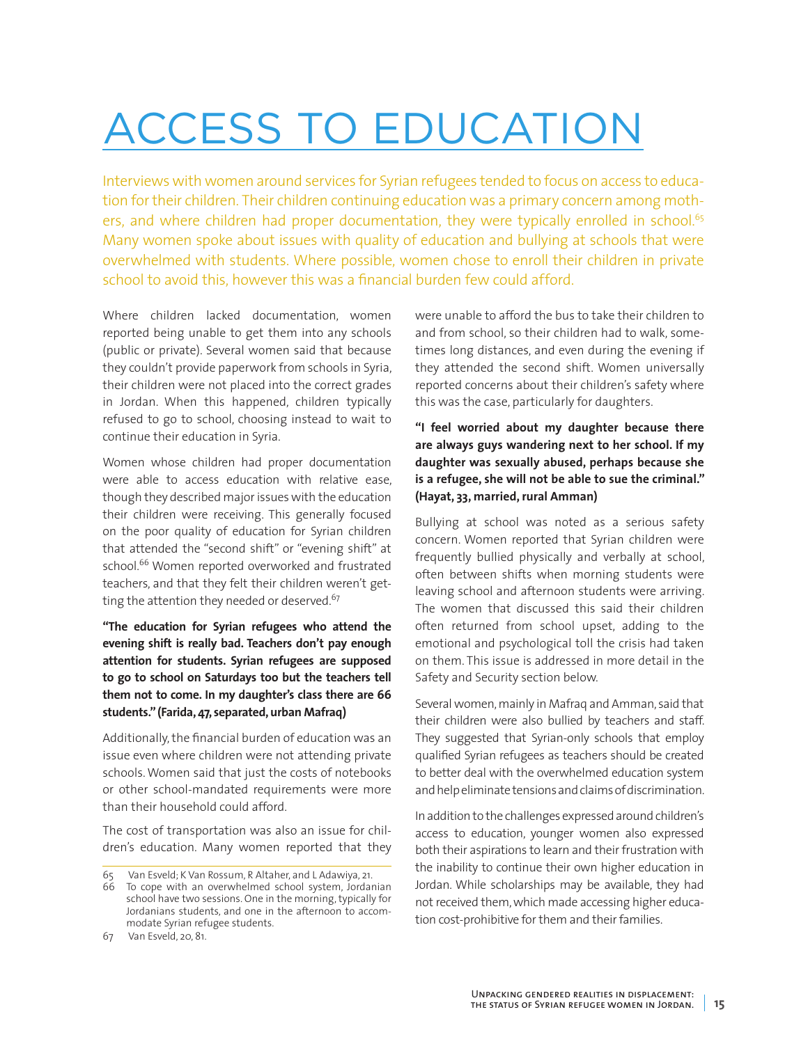# ACCESS TO EDUCATION

Interviews with women around services for Syrian refugees tended to focus on access to education for their children. Their children continuing education was a primary concern among mothers, and where children had proper documentation, they were typically enrolled in school.[65] Many women spoke about issues with quality of education and bullying at schools that were overwhelmed with students. Where possible, women chose to enroll their children in private school to avoid this, however this was a financial burden few could afford.

Where children lacked documentation, women reported being unable to get them into any schools (public or private). Several women said that because they couldn't provide paperwork from schools in Syria, their children were not placed into the correct grades in Jordan. When this happened, children typically refused to go to school, choosing instead to wait to continue their education in Syria.

Women whose children had proper documentation were able to access education with relative ease, though they described major issues with the education their children were receiving. This generally focused on the poor quality of education for Syrian children that attended the "second shift" or "evening shift" at school.[66] Women reported overworked and frustrated teachers, and that they felt their children weren't getting the attention they needed or deserved.[67]

**"The education for Syrian refugees who attend the evening shift is really bad. Teachers don't pay enough attention for students. Syrian refugees are supposed to go to school on Saturdays too but the teachers tell them not to come. In my daughter's class there are 66 students." (Farida, 47, separated, urban Mafraq)**

Additionally, the financial burden of education was an issue even where children were not attending private schools. Women said that just the costs of notebooks or other school-mandated requirements were more than their household could afford.

The cost of transportation was also an issue for children's education. Many women reported that they were unable to afford the bus to take their children to and from school, so their children had to walk, sometimes long distances, and even during the evening if they attended the second shift. Women universally reported concerns about their children's safety where this was the case, particularly for daughters.

**"I feel worried about my daughter because there are always guys wandering next to her school. If my daughter was sexually abused, perhaps because she is a refugee, she will not be able to sue the criminal." (Hayat, 33, married, rural Amman)**

Bullying at school was noted as a serious safety concern. Women reported that Syrian children were frequently bullied physically and verbally at school, often between shifts when morning students were leaving school and afternoon students were arriving. The women that discussed this said their children often returned from school upset, adding to the emotional and psychological toll the crisis had taken on them. This issue is addressed in more detail in the Safety and Security section below.

Several women, mainly in Mafraq and Amman, said that their children were also bullied by teachers and staff. They suggested that Syrian-only schools that employ qualified Syrian refugees as teachers should be created to better deal with the overwhelmed education system and help eliminate tensions and claims of discrimination.

In addition to the challenges expressed around children's access to education, younger women also expressed both their aspirations to learn and their frustration with the inability to continue their own higher education in Jordan. While scholarships may be available, they had not received them, which made accessing higher education cost-prohibitive for them and their families.

---

65 Van Esveld; K Van Rossum, R Altaher, and L Adawiya, 21.

66 To cope with an overwhelmed school system, Jordanian school have two sessions. One in the morning, typically for Jordanians students, and one in the afternoon to accommodate Syrian refugee students.

67 Van Esveld, 20, 81.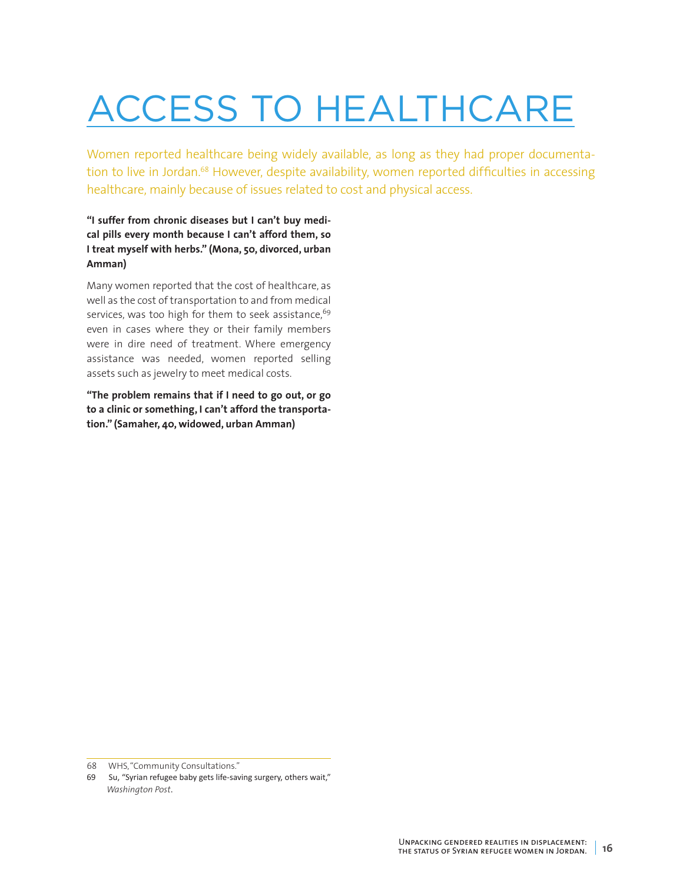# ACCESS TO HEALTHCARE

Women reported healthcare being widely available, as long as they had proper documentation to live in Jordan.[68] However, despite availability, women reported difficulties in accessing healthcare, mainly because of issues related to cost and physical access.

**"I suffer from chronic diseases but I can't buy medical pills every month because I can't afford them, so I treat myself with herbs." (Mona, 50, divorced, urban Amman)**

Many women reported that the cost of healthcare, as well as the cost of transportation to and from medical services, was too high for them to seek assistance,[69] even in cases where they or their family members were in dire need of treatment. Where emergency assistance was needed, women reported selling assets such as jewelry to meet medical costs.

**"The problem remains that if I need to go out, or go to a clinic or something, I can't afford the transportation." (Samaher, 40, widowed, urban Amman)**

---

68 WHS, "Community Consultations."

69 Su, "Syrian refugee baby gets life-saving surgery, others wait," *Washington Post*.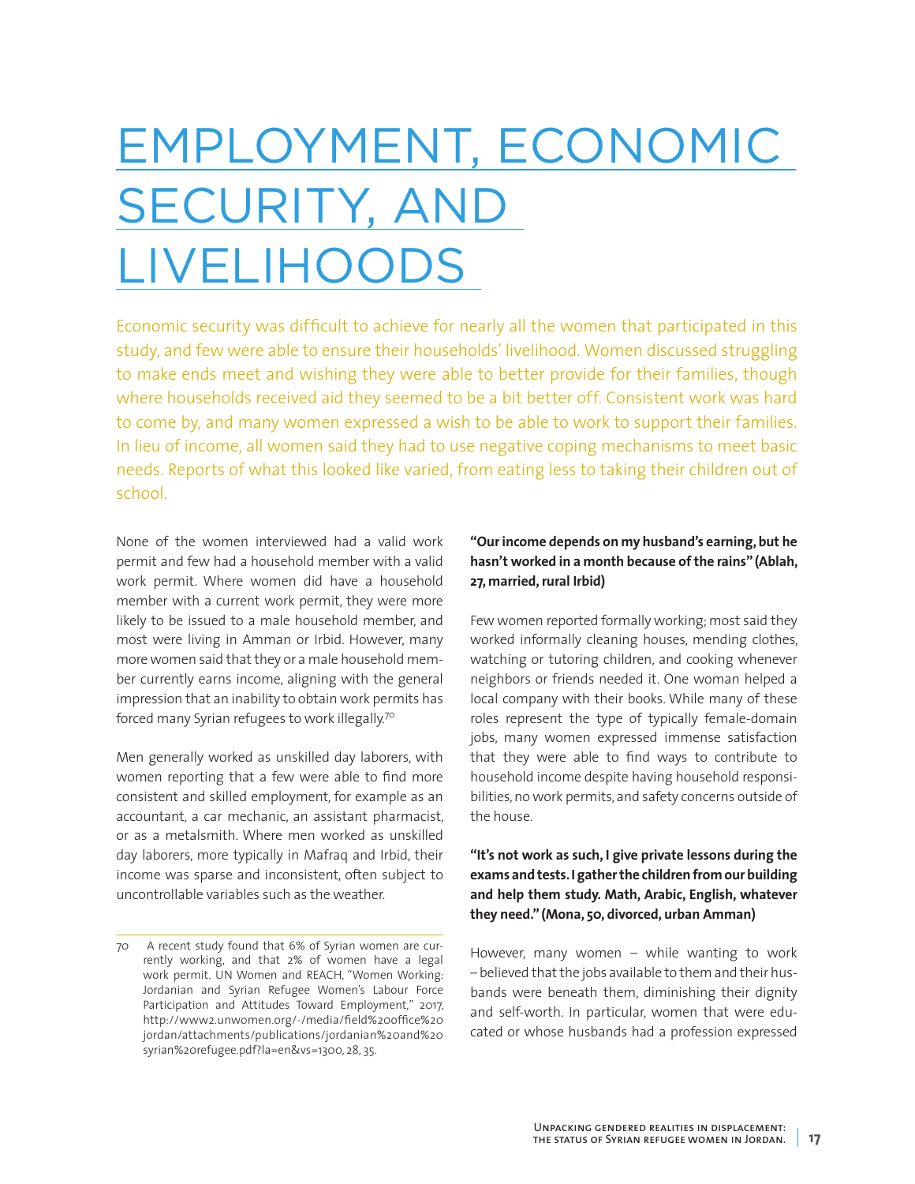# EMPLOYMENT, ECONOMIC SECURITY, AND LIVELIHOODS

Economic security was difficult to achieve for nearly all the women that participated in this study, and few were able to ensure their households' livelihood. Women discussed struggling to make ends meet and wishing they were able to better provide for their families, though where households received aid they seemed to be a bit better off. Consistent work was hard to come by, and many women expressed a wish to be able to work to support their families. In lieu of income, all women said they had to use negative coping mechanisms to meet basic needs. Reports of what this looked like varied, from eating less to taking their children out of school.

None of the women interviewed had a valid work permit and few had a household member with a valid work permit. Where women did have a household member with a current work permit, they were more likely to be issued to a male household member, and most were living in Amman or Irbid. However, many more women said that they or a male household member currently earns income, aligning with the general impression that an inability to obtain work permits has forced many Syrian refugees to work illegally.[70]

Men generally worked as unskilled day laborers, with women reporting that a few were able to find more consistent and skilled employment, for example as an accountant, a car mechanic, an assistant pharmacist, or as a metalsmith. Where men worked as unskilled day laborers, more typically in Mafraq and Irbid, their income was sparse and inconsistent, often subject to uncontrollable variables such as the weather.

**"Our income depends on my husband's earning, but he hasn't worked in a month because of the rains" (Ablah, 27, married, rural Irbid)**

Few women reported formally working; most said they worked informally cleaning houses, mending clothes, watching or tutoring children, and cooking whenever neighbors or friends needed it. One woman helped a local company with their books. While many of these roles represent the type of typically female-domain jobs, many women expressed immense satisfaction that they were able to find ways to contribute to household income despite having household responsibilities, no work permits, and safety concerns outside of the house.

**"It's not work as such, I give private lessons during the exams and tests. I gather the children from our building and help them study. Math, Arabic, English, whatever they need." (Mona, 50, divorced, urban Amman)**

However, many women – while wanting to work – believed that the jobs available to them and their husbands were beneath them, diminishing their dignity and self-worth. In particular, women that were educated or whose husbands had a profession expressed

---

70 A recent study found that 6% of Syrian women are currently working, and that 2% of women have a legal work permit. UN Women and REACH, "Women Working: Jordanian and Syrian Refugee Women's Labour Force Participation and Attitudes Toward Employment," 2017, http://www2.unwomen.org/-/media/field%20office%20jordan/attachments/publications/jordanian%20and%20syrian%20refugee.pdf?la=en&vs=1300, 28, 35.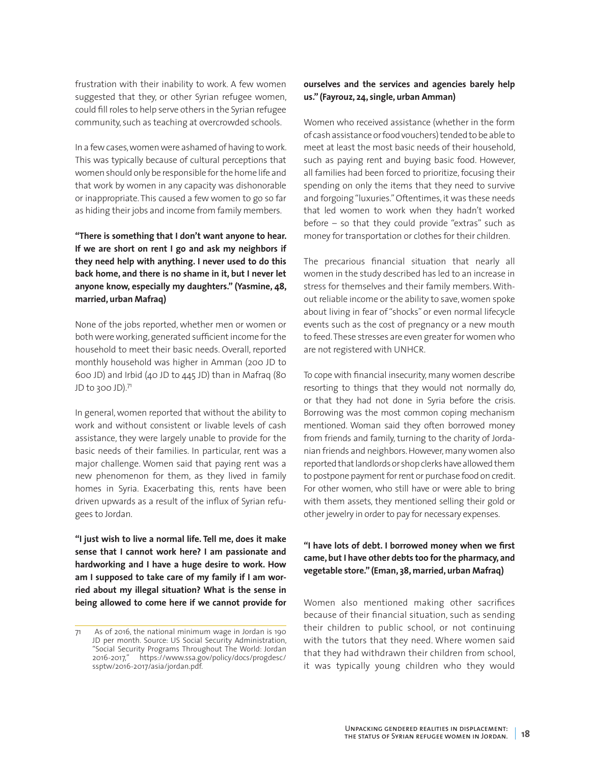frustration with their inability to work. A few women suggested that they, or other Syrian refugee women, could fill roles to help serve others in the Syrian refugee community, such as teaching at overcrowded schools.

In a few cases, women were ashamed of having to work. This was typically because of cultural perceptions that women should only be responsible for the home life and that work by women in any capacity was dishonorable or inappropriate. This caused a few women to go so far as hiding their jobs and income from family members.

**"There is something that I don't want anyone to hear. If we are short on rent I go and ask my neighbors if they need help with anything. I never used to do this back home, and there is no shame in it, but I never let anyone know, especially my daughters." (Yasmine, 48, married, urban Mafraq)**

None of the jobs reported, whether men or women or both were working, generated sufficient income for the household to meet their basic needs. Overall, reported monthly household was higher in Amman (200 JD to 600 JD) and Irbid (40 JD to 445 JD) than in Mafraq (80 JD to 300 JD).[71]

In general, women reported that without the ability to work and without consistent or livable levels of cash assistance, they were largely unable to provide for the basic needs of their families. In particular, rent was a major challenge. Women said that paying rent was a new phenomenon for them, as they lived in family homes in Syria. Exacerbating this, rents have been driven upwards as a result of the influx of Syrian refugees to Jordan.

**"I just wish to live a normal life. Tell me, does it make sense that I cannot work here? I am passionate and hardworking and I have a huge desire to work. How am I supposed to take care of my family if I am worried about my illegal situation? What is the sense in being allowed to come here if we cannot provide for ourselves and the services and agencies barely help us." (Fayrouz, 24, single, urban Amman)**

Women who received assistance (whether in the form of cash assistance or food vouchers) tended to be able to meet at least the most basic needs of their household, such as paying rent and buying basic food. However, all families had been forced to prioritize, focusing their spending on only the items that they need to survive and forgoing "luxuries." Oftentimes, it was these needs that led women to work when they hadn't worked before – so that they could provide "extras" such as money for transportation or clothes for their children.

The precarious financial situation that nearly all women in the study described has led to an increase in stress for themselves and their family members. Without reliable income or the ability to save, women spoke about living in fear of "shocks" or even normal lifecycle events such as the cost of pregnancy or a new mouth to feed. These stresses are even greater for women who are not registered with UNHCR.

To cope with financial insecurity, many women describe resorting to things that they would not normally do, or that they had not done in Syria before the crisis. Borrowing was the most common coping mechanism mentioned. Woman said they often borrowed money from friends and family, turning to the charity of Jordanian friends and neighbors. However, many women also reported that landlords or shop clerks have allowed them to postpone payment for rent or purchase food on credit. For other women, who still have or were able to bring with them assets, they mentioned selling their gold or other jewelry in order to pay for necessary expenses.

**"I have lots of debt. I borrowed money when we first came, but I have other debts too for the pharmacy, and vegetable store." (Eman, 38, married, urban Mafraq)**

Women also mentioned making other sacrifices because of their financial situation, such as sending their children to public school, or not continuing with the tutors that they need. Where women said that they had withdrawn their children from school, it was typically young children who they would

71 As of 2016, the national minimum wage in Jordan is 190 JD per month. Source: US Social Security Administration, "Social Security Programs Throughout The World: Jordan 2016-2017," https://www.ssa.gov/policy/docs/progdesc/ssptw/2016-2017/asia/jordan.pdf.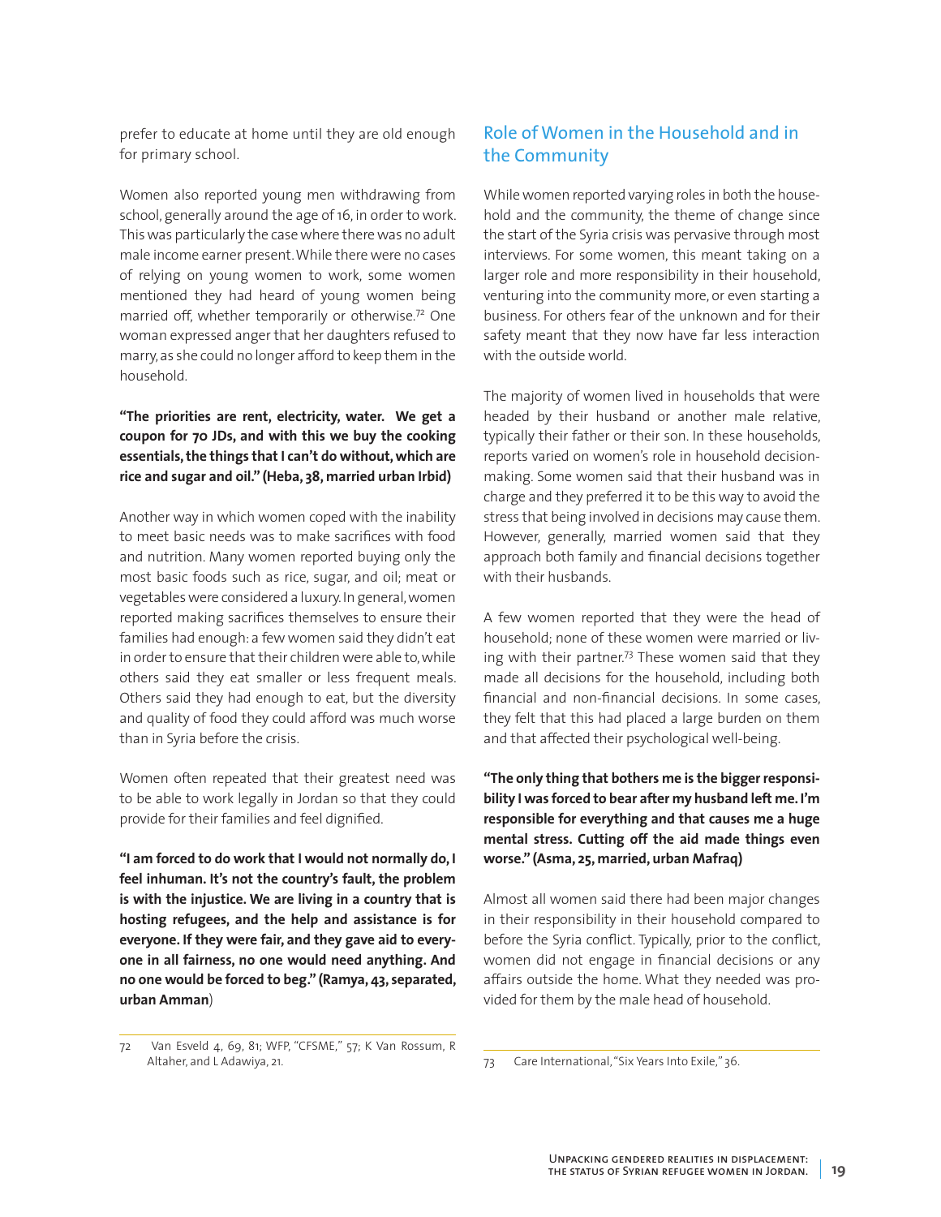prefer to educate at home until they are old enough for primary school.

Women also reported young men withdrawing from school, generally around the age of 16, in order to work. This was particularly the case where there was no adult male income earner present. While there were no cases of relying on young women to work, some women mentioned they had heard of young women being married off, whether temporarily or otherwise.[72] One woman expressed anger that her daughters refused to marry, as she could no longer afford to keep them in the household.

**"The priorities are rent, electricity, water. We get a coupon for 70 JDs, and with this we buy the cooking essentials, the things that I can't do without, which are rice and sugar and oil." (Heba, 38, married urban Irbid)**

Another way in which women coped with the inability to meet basic needs was to make sacrifices with food and nutrition. Many women reported buying only the most basic foods such as rice, sugar, and oil; meat or vegetables were considered a luxury. In general, women reported making sacrifices themselves to ensure their families had enough: a few women said they didn't eat in order to ensure that their children were able to, while others said they eat smaller or less frequent meals. Others said they had enough to eat, but the diversity and quality of food they could afford was much worse than in Syria before the crisis.

Women often repeated that their greatest need was to be able to work legally in Jordan so that they could provide for their families and feel dignified.

**"I am forced to do work that I would not normally do, I feel inhuman. It's not the country's fault, the problem is with the injustice. We are living in a country that is hosting refugees, and the help and assistance is for everyone. If they were fair, and they gave aid to everyone in all fairness, no one would need anything. And no one would be forced to beg." (Ramya, 43, separated, urban Amman**)

72 Van Esveld 4, 69, 81; WFP, "CFSME," 57; K Van Rossum, R Altaher, and L Adawiya, 21.

## Role of Women in the Household and in the Community

While women reported varying roles in both the household and the community, the theme of change since the start of the Syria crisis was pervasive through most interviews. For some women, this meant taking on a larger role and more responsibility in their household, venturing into the community more, or even starting a business. For others fear of the unknown and for their safety meant that they now have far less interaction with the outside world.

The majority of women lived in households that were headed by their husband or another male relative, typically their father or their son. In these households, reports varied on women's role in household decision-making. Some women said that their husband was in charge and they preferred it to be this way to avoid the stress that being involved in decisions may cause them. However, generally, married women said that they approach both family and financial decisions together with their husbands.

A few women reported that they were the head of household; none of these women were married or living with their partner.[73] These women said that they made all decisions for the household, including both financial and non-financial decisions. In some cases, they felt that this had placed a large burden on them and that affected their psychological well-being.

**"The only thing that bothers me is the bigger responsibility I was forced to bear after my husband left me. I'm responsible for everything and that causes me a huge mental stress. Cutting off the aid made things even worse." (Asma, 25, married, urban Mafraq)**

Almost all women said there had been major changes in their responsibility in their household compared to before the Syria conflict. Typically, prior to the conflict, women did not engage in financial decisions or any affairs outside the home. What they needed was provided for them by the male head of household.

73 Care International, "Six Years Into Exile," 36.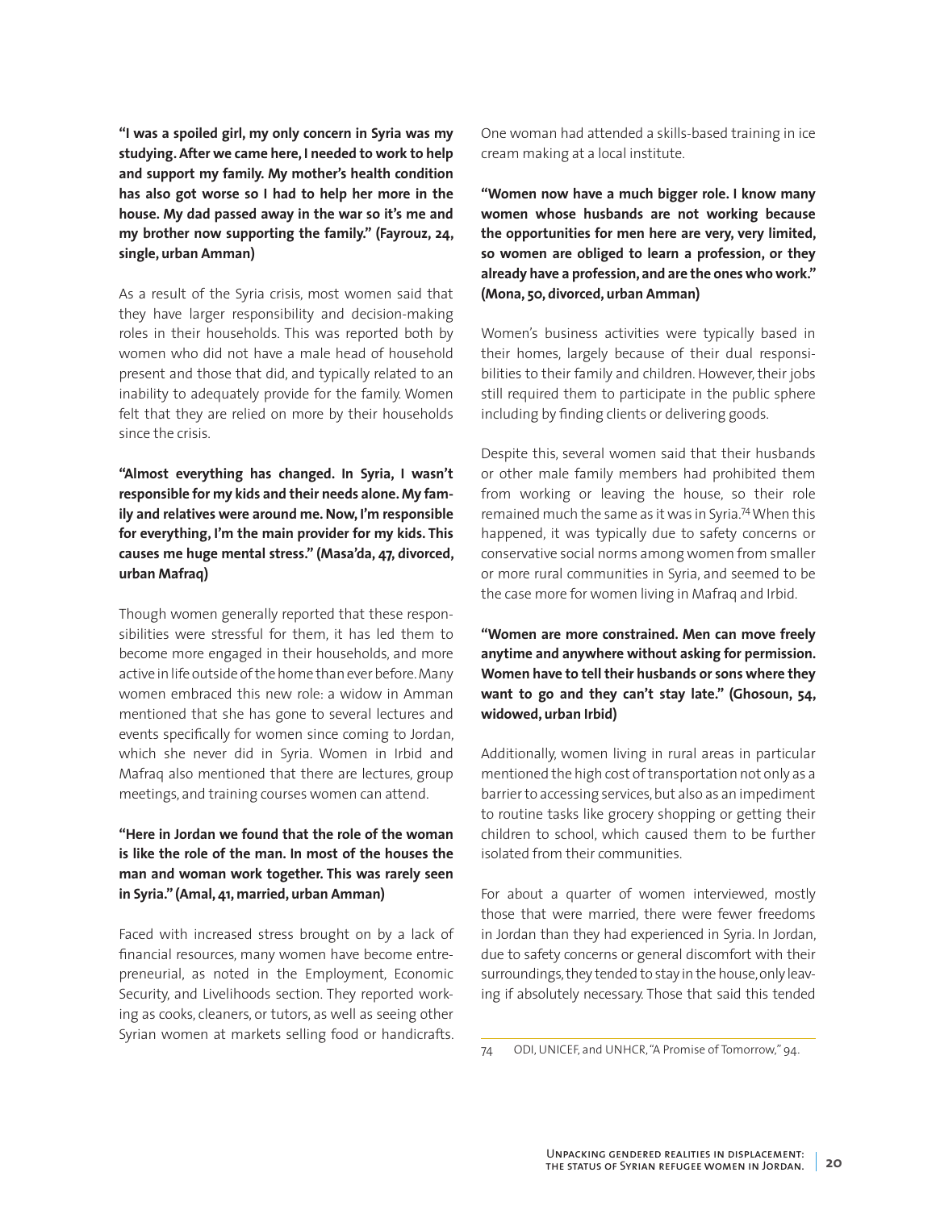**"I was a spoiled girl, my only concern in Syria was my studying. After we came here, I needed to work to help and support my family. My mother's health condition has also got worse so I had to help her more in the house. My dad passed away in the war so it's me and my brother now supporting the family." (Fayrouz, 24, single, urban Amman)**

As a result of the Syria crisis, most women said that they have larger responsibility and decision-making roles in their households. This was reported both by women who did not have a male head of household present and those that did, and typically related to an inability to adequately provide for the family. Women felt that they are relied on more by their households since the crisis.

**"Almost everything has changed. In Syria, I wasn't responsible for my kids and their needs alone. My family and relatives were around me. Now, I'm responsible for everything, I'm the main provider for my kids. This causes me huge mental stress." (Masa'da, 47, divorced, urban Mafraq)**

Though women generally reported that these responsibilities were stressful for them, it has led them to become more engaged in their households, and more active in life outside of the home than ever before. Many women embraced this new role: a widow in Amman mentioned that she has gone to several lectures and events specifically for women since coming to Jordan, which she never did in Syria. Women in Irbid and Mafraq also mentioned that there are lectures, group meetings, and training courses women can attend.

**"Here in Jordan we found that the role of the woman is like the role of the man. In most of the houses the man and woman work together. This was rarely seen in Syria." (Amal, 41, married, urban Amman)**

Faced with increased stress brought on by a lack of financial resources, many women have become entrepreneurial, as noted in the Employment, Economic Security, and Livelihoods section. They reported working as cooks, cleaners, or tutors, as well as seeing other Syrian women at markets selling food or handicrafts. One woman had attended a skills-based training in ice cream making at a local institute.

**"Women now have a much bigger role. I know many women whose husbands are not working because the opportunities for men here are very, very limited, so women are obliged to learn a profession, or they already have a profession, and are the ones who work." (Mona, 50, divorced, urban Amman)**

Women's business activities were typically based in their homes, largely because of their dual responsibilities to their family and children. However, their jobs still required them to participate in the public sphere including by finding clients or delivering goods.

Despite this, several women said that their husbands or other male family members had prohibited them from working or leaving the house, so their role remained much the same as it was in Syria.[74] When this happened, it was typically due to safety concerns or conservative social norms among women from smaller or more rural communities in Syria, and seemed to be the case more for women living in Mafraq and Irbid.

**"Women are more constrained. Men can move freely anytime and anywhere without asking for permission. Women have to tell their husbands or sons where they want to go and they can't stay late." (Ghosoun, 54, widowed, urban Irbid)**

Additionally, women living in rural areas in particular mentioned the high cost of transportation not only as a barrier to accessing services, but also as an impediment to routine tasks like grocery shopping or getting their children to school, which caused them to be further isolated from their communities.

For about a quarter of women interviewed, mostly those that were married, there were fewer freedoms in Jordan than they had experienced in Syria. In Jordan, due to safety concerns or general discomfort with their surroundings, they tended to stay in the house, only leaving if absolutely necessary. Those that said this tended

---

74 ODI, UNICEF, and UNHCR, "A Promise of Tomorrow," 94.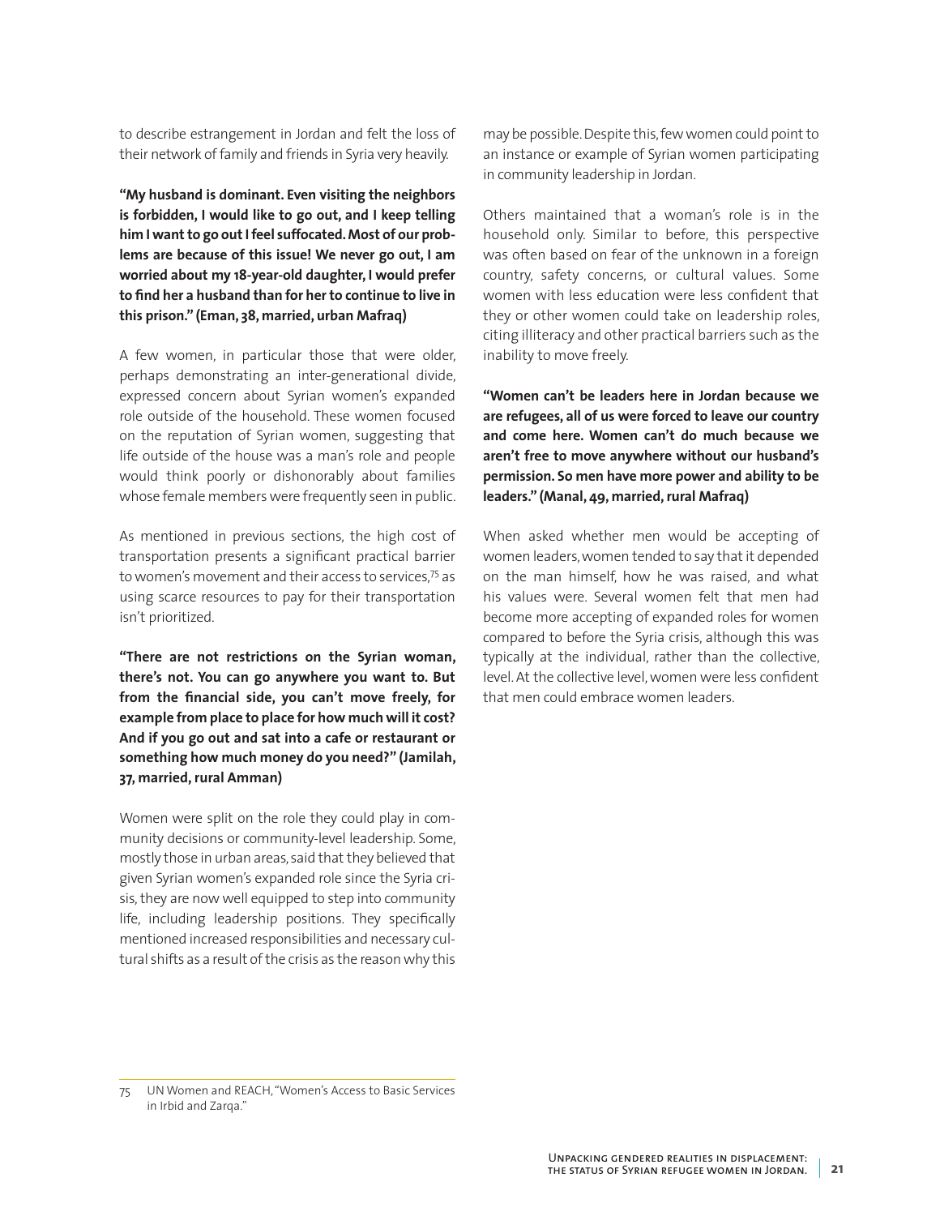to describe estrangement in Jordan and felt the loss of their network of family and friends in Syria very heavily.

**"My husband is dominant. Even visiting the neighbors is forbidden, I would like to go out, and I keep telling him I want to go out I feel suffocated. Most of our problems are because of this issue! We never go out, I am worried about my 18-year-old daughter, I would prefer to find her a husband than for her to continue to live in this prison." (Eman, 38, married, urban Mafraq)**

A few women, in particular those that were older, perhaps demonstrating an inter-generational divide, expressed concern about Syrian women's expanded role outside of the household. These women focused on the reputation of Syrian women, suggesting that life outside of the house was a man's role and people would think poorly or dishonorably about families whose female members were frequently seen in public.

As mentioned in previous sections, the high cost of transportation presents a significant practical barrier to women's movement and their access to services,[75] as using scarce resources to pay for their transportation isn't prioritized.

**"There are not restrictions on the Syrian woman, there's not. You can go anywhere you want to. But from the financial side, you can't move freely, for example from place to place for how much will it cost? And if you go out and sat into a cafe or restaurant or something how much money do you need?" (Jamilah, 37, married, rural Amman)**

Women were split on the role they could play in community decisions or community-level leadership. Some, mostly those in urban areas, said that they believed that given Syrian women's expanded role since the Syria crisis, they are now well equipped to step into community life, including leadership positions. They specifically mentioned increased responsibilities and necessary cultural shifts as a result of the crisis as the reason why this may be possible. Despite this, few women could point to an instance or example of Syrian women participating in community leadership in Jordan.

Others maintained that a woman's role is in the household only. Similar to before, this perspective was often based on fear of the unknown in a foreign country, safety concerns, or cultural values. Some women with less education were less confident that they or other women could take on leadership roles, citing illiteracy and other practical barriers such as the inability to move freely.

**"Women can't be leaders here in Jordan because we are refugees, all of us were forced to leave our country and come here. Women can't do much because we aren't free to move anywhere without our husband's permission. So men have more power and ability to be leaders." (Manal, 49, married, rural Mafraq)**

When asked whether men would be accepting of women leaders, women tended to say that it depended on the man himself, how he was raised, and what his values were. Several women felt that men had become more accepting of expanded roles for women compared to before the Syria crisis, although this was typically at the individual, rather than the collective, level. At the collective level, women were less confident that men could embrace women leaders.

---

75 UN Women and REACH, "Women's Access to Basic Services in Irbid and Zarqa."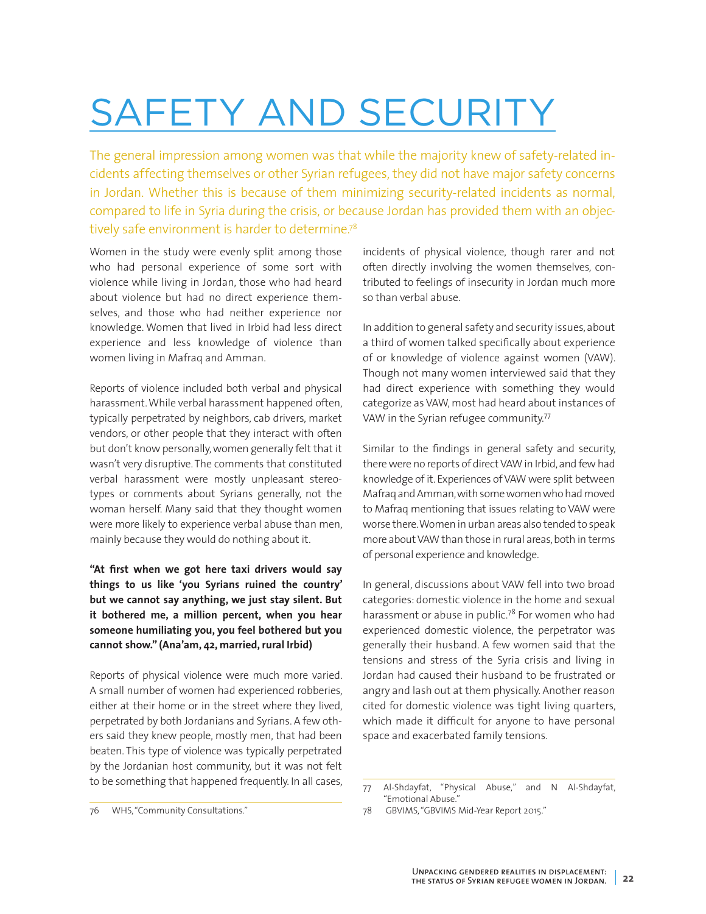# SAFETY AND SECURITY

The general impression among women was that while the majority knew of safety-related incidents affecting themselves or other Syrian refugees, they did not have major safety concerns in Jordan. Whether this is because of them minimizing security-related incidents as normal, compared to life in Syria during the crisis, or because Jordan has provided them with an objectively safe environment is harder to determine.[78]

Women in the study were evenly split among those who had personal experience of some sort with violence while living in Jordan, those who had heard about violence but had no direct experience themselves, and those who had neither experience nor knowledge. Women that lived in Irbid had less direct experience and less knowledge of violence than women living in Mafraq and Amman.

Reports of violence included both verbal and physical harassment. While verbal harassment happened often, typically perpetrated by neighbors, cab drivers, market vendors, or other people that they interact with often but don't know personally, women generally felt that it wasn't very disruptive. The comments that constituted verbal harassment were mostly unpleasant stereotypes or comments about Syrians generally, not the woman herself. Many said that they thought women were more likely to experience verbal abuse than men, mainly because they would do nothing about it.

**"At first when we got here taxi drivers would say things to us like 'you Syrians ruined the country' but we cannot say anything, we just stay silent. But it bothered me, a million percent, when you hear someone humiliating you, you feel bothered but you cannot show." (Ana'am, 42, married, rural Irbid)**

Reports of physical violence were much more varied. A small number of women had experienced robberies, either at their home or in the street where they lived, perpetrated by both Jordanians and Syrians. A few others said they knew people, mostly men, that had been beaten. This type of violence was typically perpetrated by the Jordanian host community, but it was not felt to be something that happened frequently. In all cases, incidents of physical violence, though rarer and not often directly involving the women themselves, contributed to feelings of insecurity in Jordan much more so than verbal abuse.

In addition to general safety and security issues, about a third of women talked specifically about experience of or knowledge of violence against women (VAW). Though not many women interviewed said that they had direct experience with something they would categorize as VAW, most had heard about instances of VAW in the Syrian refugee community.[77]

Similar to the findings in general safety and security, there were no reports of direct VAW in Irbid, and few had knowledge of it. Experiences of VAW were split between Mafraq and Amman, with some women who had moved to Mafraq mentioning that issues relating to VAW were worse there. Women in urban areas also tended to speak more about VAW than those in rural areas, both in terms of personal experience and knowledge.

In general, discussions about VAW fell into two broad categories: domestic violence in the home and sexual harassment or abuse in public.[78] For women who had experienced domestic violence, the perpetrator was generally their husband. A few women said that the tensions and stress of the Syria crisis and living in Jordan had caused their husband to be frustrated or angry and lash out at them physically. Another reason cited for domestic violence was tight living quarters, which made it difficult for anyone to have personal space and exacerbated family tensions.

---

76 WHS, "Community Consultations."

77 Al-Shdayfat, "Physical Abuse," and N Al-Shdayfat, "Emotional Abuse."

78 GBVIMS, "GBVIMS Mid-Year Report 2015."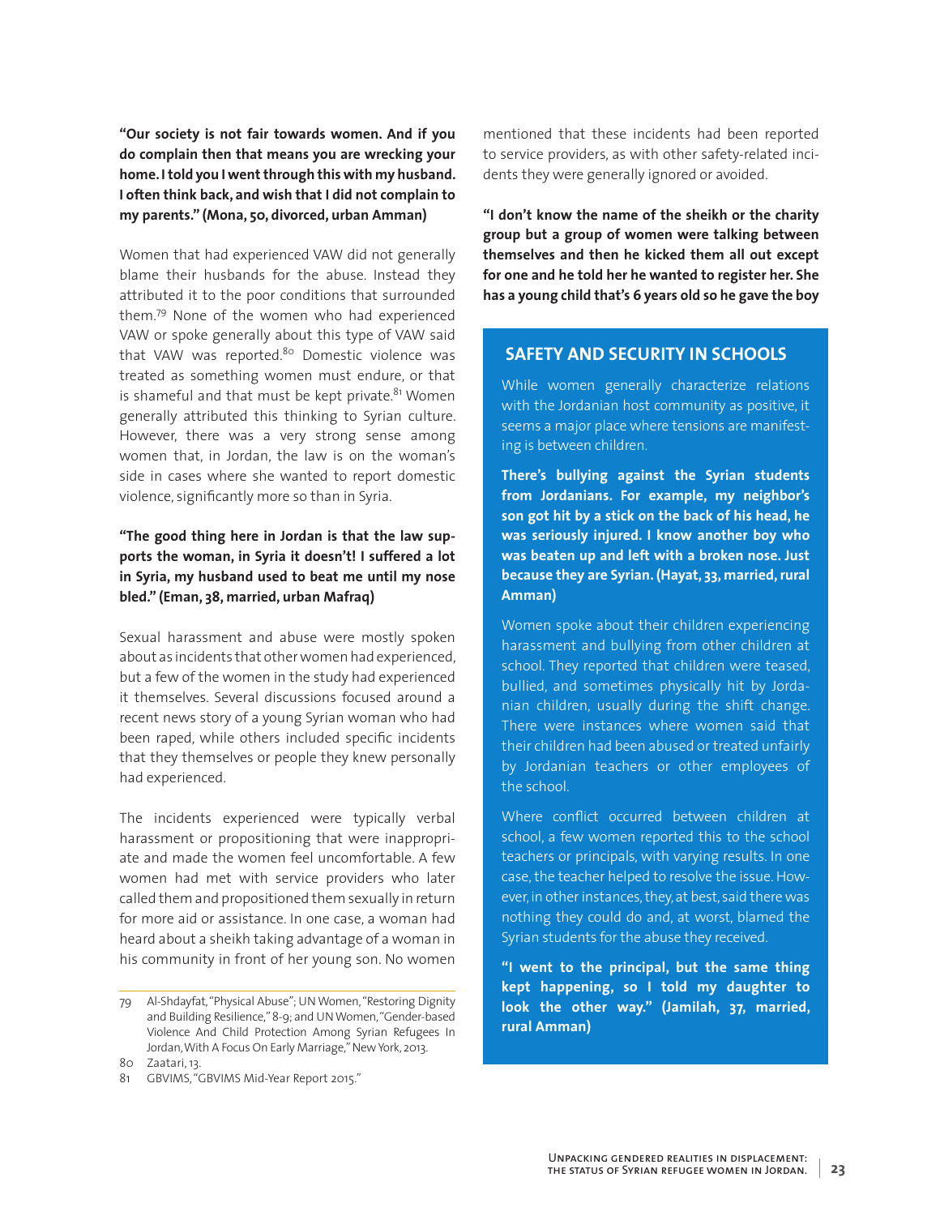**"Our society is not fair towards women. And if you do complain then that means you are wrecking your home. I told you I went through this with my husband. I often think back, and wish that I did not complain to my parents." (Mona, 50, divorced, urban Amman)**

Women that had experienced VAW did not generally blame their husbands for the abuse. Instead they attributed it to the poor conditions that surrounded them.[79] None of the women who had experienced VAW or spoke generally about this type of VAW said that VAW was reported.[80] Domestic violence was treated as something women must endure, or that is shameful and that must be kept private.[81] Women generally attributed this thinking to Syrian culture. However, there was a very strong sense among women that, in Jordan, the law is on the woman's side in cases where she wanted to report domestic violence, significantly more so than in Syria.

**"The good thing here in Jordan is that the law supports the woman, in Syria it doesn't! I suffered a lot in Syria, my husband used to beat me until my nose bled." (Eman, 38, married, urban Mafraq)**

Sexual harassment and abuse were mostly spoken about as incidents that other women had experienced, but a few of the women in the study had experienced it themselves. Several discussions focused around a recent news story of a young Syrian woman who had been raped, while others included specific incidents that they themselves or people they knew personally had experienced.

The incidents experienced were typically verbal harassment or propositioning that were inappropriate and made the women feel uncomfortable. A few women had met with service providers who later called them and propositioned them sexually in return for more aid or assistance. In one case, a woman had heard about a sheikh taking advantage of a woman in his community in front of her young son. No women mentioned that these incidents had been reported to service providers, as with other safety-related incidents they were generally ignored or avoided.

**"I don't know the name of the sheikh or the charity group but a group of women were talking between themselves and then he kicked them all out except for one and he told her he wanted to register her. She has a young child that's 6 years old so he gave the boy**

## SAFETY AND SECURITY IN SCHOOLS

While women generally characterize relations with the Jordanian host community as positive, it seems a major place where tensions are manifesting is between children.

**There's bullying against the Syrian students from Jordanians. For example, my neighbor's son got hit by a stick on the back of his head, he was seriously injured. I know another boy who was beaten up and left with a broken nose. Just because they are Syrian. (Hayat, 33, married, rural Amman)**

Women spoke about their children experiencing harassment and bullying from other children at school. They reported that children were teased, bullied, and sometimes physically hit by Jordanian children, usually during the shift change. There were instances where women said that their children had been abused or treated unfairly by Jordanian teachers or other employees of the school.

Where conflict occurred between children at school, a few women reported this to the school teachers or principals, with varying results. In one case, the teacher helped to resolve the issue. However, in other instances, they, at best, said there was nothing they could do and, at worst, blamed the Syrian students for the abuse they received.

**"I went to the principal, but the same thing kept happening, so I told my daughter to look the other way." (Jamilah, 37, married, rural Amman)**

---

79 Al-Shdayfat, "Physical Abuse"; UN Women, "Restoring Dignity and Building Resilience," 8-9; and UN Women, "Gender-based Violence And Child Protection Among Syrian Refugees In Jordan, With A Focus On Early Marriage," New York, 2013.

80 Zaatari, 13.

81 GBVIMS, "GBVIMS Mid-Year Report 2015."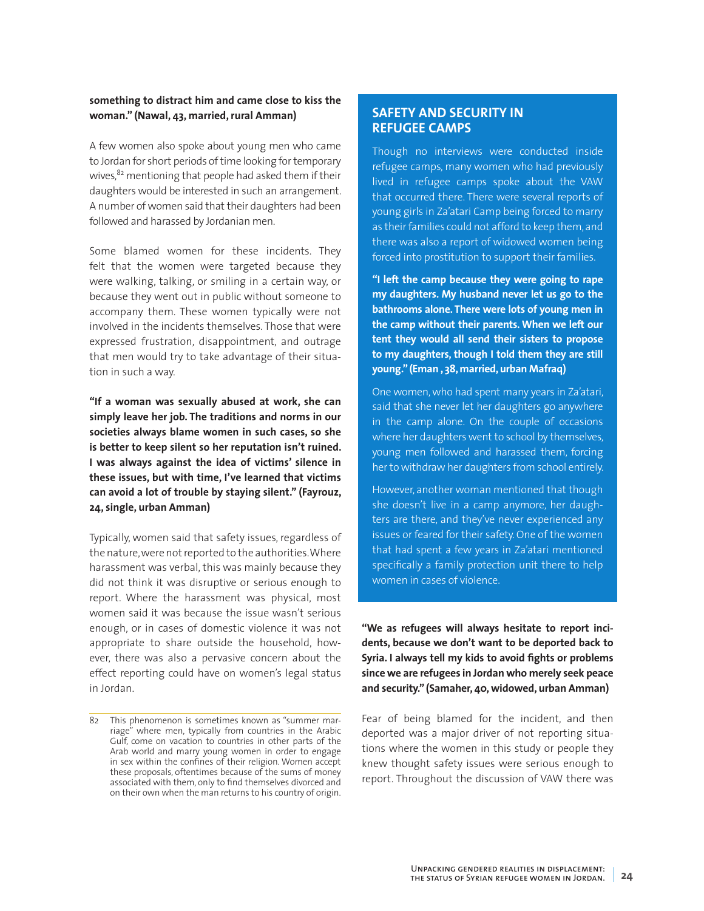**something to distract him and came close to kiss the woman." (Nawal, 43, married, rural Amman)**

A few women also spoke about young men who came to Jordan for short periods of time looking for temporary wives,[82] mentioning that people had asked them if their daughters would be interested in such an arrangement. A number of women said that their daughters had been followed and harassed by Jordanian men.

Some blamed women for these incidents. They felt that the women were targeted because they were walking, talking, or smiling in a certain way, or because they went out in public without someone to accompany them. These women typically were not involved in the incidents themselves. Those that were expressed frustration, disappointment, and outrage that men would try to take advantage of their situation in such a way.

**"If a woman was sexually abused at work, she can simply leave her job. The traditions and norms in our societies always blame women in such cases, so she is better to keep silent so her reputation isn't ruined. I was always against the idea of victims' silence in these issues, but with time, I've learned that victims can avoid a lot of trouble by staying silent." (Fayrouz, 24, single, urban Amman)**

Typically, women said that safety issues, regardless of the nature, were not reported to the authorities. Where harassment was verbal, this was mainly because they did not think it was disruptive or serious enough to report. Where the harassment was physical, most women said it was because the issue wasn't serious enough, or in cases of domestic violence it was not appropriate to share outside the household, however, there was also a pervasive concern about the effect reporting could have on women's legal status in Jordan.

## SAFETY AND SECURITY IN REFUGEE CAMPS

Though no interviews were conducted inside refugee camps, many women who had previously lived in refugee camps spoke about the VAW that occurred there. There were several reports of young girls in Za'atari Camp being forced to marry as their families could not afford to keep them, and there was also a report of widowed women being forced into prostitution to support their families.

**"I left the camp because they were going to rape my daughters. My husband never let us go to the bathrooms alone. There were lots of young men in the camp without their parents. When we left our tent they would all send their sisters to propose to my daughters, though I told them they are still young." (Eman , 38, married, urban Mafraq)**

One women, who had spent many years in Za'atari, said that she never let her daughters go anywhere in the camp alone. On the couple of occasions where her daughters went to school by themselves, young men followed and harassed them, forcing her to withdraw her daughters from school entirely.

However, another woman mentioned that though she doesn't live in a camp anymore, her daughters are there, and they've never experienced any issues or feared for their safety. One of the women that had spent a few years in Za'atari mentioned specifically a family protection unit there to help women in cases of violence.

**"We as refugees will always hesitate to report incidents, because we don't want to be deported back to Syria. I always tell my kids to avoid fights or problems since we are refugees in Jordan who merely seek peace and security." (Samaher, 40, widowed, urban Amman)**

Fear of being blamed for the incident, and then deported was a major driver of not reporting situations where the women in this study or people they knew thought safety issues were serious enough to report. Throughout the discussion of VAW there was

---

82 This phenomenon is sometimes known as "summer marriage" where men, typically from countries in the Arabic Gulf, come on vacation to countries in other parts of the Arab world and marry young women in order to engage in sex within the confines of their religion. Women accept these proposals, oftentimes because of the sums of money associated with them, only to find themselves divorced and on their own when the man returns to his country of origin.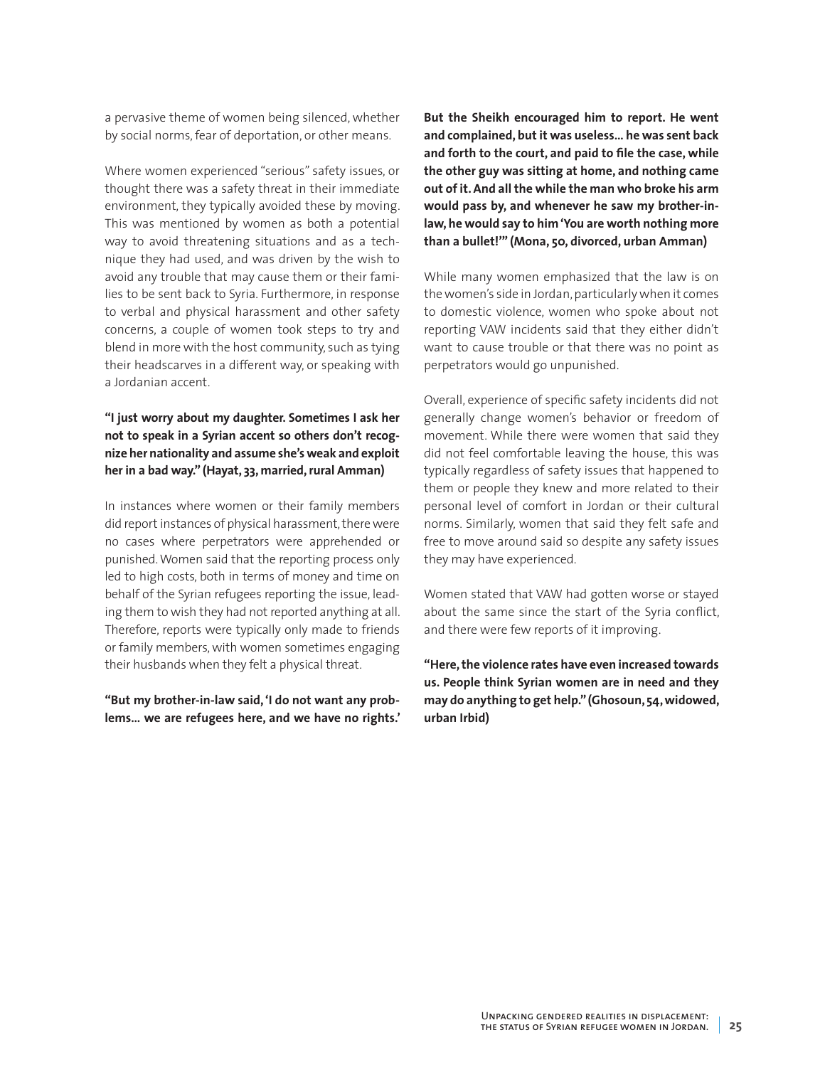a pervasive theme of women being silenced, whether by social norms, fear of deportation, or other means.

Where women experienced "serious" safety issues, or thought there was a safety threat in their immediate environment, they typically avoided these by moving. This was mentioned by women as both a potential way to avoid threatening situations and as a technique they had used, and was driven by the wish to avoid any trouble that may cause them or their families to be sent back to Syria. Furthermore, in response to verbal and physical harassment and other safety concerns, a couple of women took steps to try and blend in more with the host community, such as tying their headscarves in a different way, or speaking with a Jordanian accent.

**"I just worry about my daughter. Sometimes I ask her not to speak in a Syrian accent so others don't recognize her nationality and assume she's weak and exploit her in a bad way." (Hayat, 33, married, rural Amman)**

In instances where women or their family members did report instances of physical harassment, there were no cases where perpetrators were apprehended or punished. Women said that the reporting process only led to high costs, both in terms of money and time on behalf of the Syrian refugees reporting the issue, leading them to wish they had not reported anything at all. Therefore, reports were typically only made to friends or family members, with women sometimes engaging their husbands when they felt a physical threat.

**"But my brother-in-law said, 'I do not want any problems... we are refugees here, and we have no rights.' But the Sheikh encouraged him to report. He went and complained, but it was useless... he was sent back and forth to the court, and paid to file the case, while the other guy was sitting at home, and nothing came out of it. And all the while the man who broke his arm would pass by, and whenever he saw my brother-in-law, he would say to him 'You are worth nothing more than a bullet!'" (Mona, 50, divorced, urban Amman)**

While many women emphasized that the law is on the women's side in Jordan, particularly when it comes to domestic violence, women who spoke about not reporting VAW incidents said that they either didn't want to cause trouble or that there was no point as perpetrators would go unpunished.

Overall, experience of specific safety incidents did not generally change women's behavior or freedom of movement. While there were women that said they did not feel comfortable leaving the house, this was typically regardless of safety issues that happened to them or people they knew and more related to their personal level of comfort in Jordan or their cultural norms. Similarly, women that said they felt safe and free to move around said so despite any safety issues they may have experienced.

Women stated that VAW had gotten worse or stayed about the same since the start of the Syria conflict, and there were few reports of it improving.

**"Here, the violence rates have even increased towards us. People think Syrian women are in need and they may do anything to get help." (Ghosoun, 54, widowed, urban Irbid)**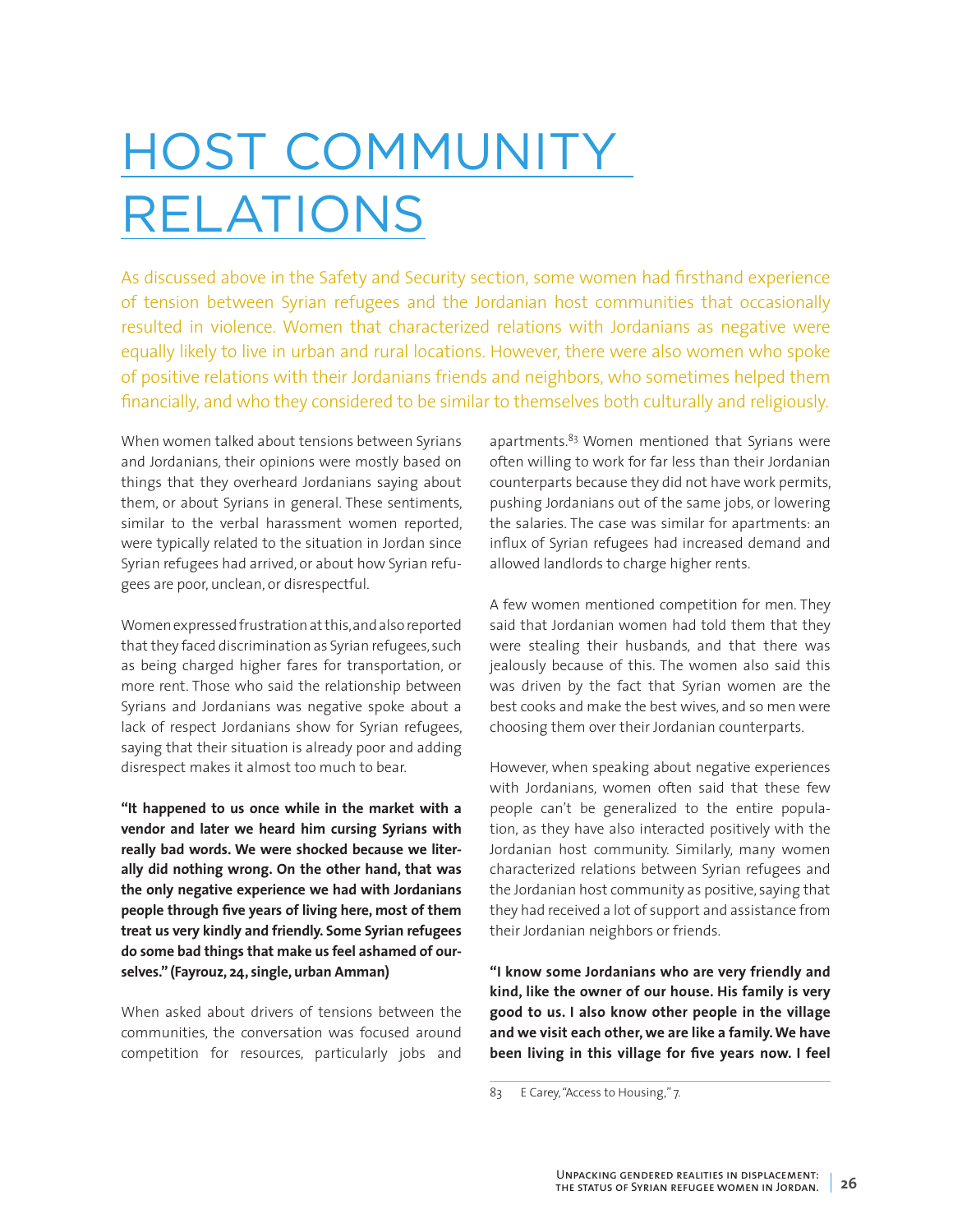# HOST COMMUNITY RELATIONS

As discussed above in the Safety and Security section, some women had firsthand experience of tension between Syrian refugees and the Jordanian host communities that occasionally resulted in violence. Women that characterized relations with Jordanians as negative were equally likely to live in urban and rural locations. However, there were also women who spoke of positive relations with their Jordanians friends and neighbors, who sometimes helped them financially, and who they considered to be similar to themselves both culturally and religiously.

When women talked about tensions between Syrians and Jordanians, their opinions were mostly based on things that they overheard Jordanians saying about them, or about Syrians in general. These sentiments, similar to the verbal harassment women reported, were typically related to the situation in Jordan since Syrian refugees had arrived, or about how Syrian refugees are poor, unclean, or disrespectful.

Women expressed frustration at this, and also reported that they faced discrimination as Syrian refugees, such as being charged higher fares for transportation, or more rent. Those who said the relationship between Syrians and Jordanians was negative spoke about a lack of respect Jordanians show for Syrian refugees, saying that their situation is already poor and adding disrespect makes it almost too much to bear.

**"It happened to us once while in the market with a vendor and later we heard him cursing Syrians with really bad words. We were shocked because we literally did nothing wrong. On the other hand, that was the only negative experience we had with Jordanians people through five years of living here, most of them treat us very kindly and friendly. Some Syrian refugees do some bad things that make us feel ashamed of ourselves." (Fayrouz, 24, single, urban Amman)**

When asked about drivers of tensions between the communities, the conversation was focused around competition for resources, particularly jobs and apartments.[83] Women mentioned that Syrians were often willing to work for far less than their Jordanian counterparts because they did not have work permits, pushing Jordanians out of the same jobs, or lowering the salaries. The case was similar for apartments: an influx of Syrian refugees had increased demand and allowed landlords to charge higher rents.

A few women mentioned competition for men. They said that Jordanian women had told them that they were stealing their husbands, and that there was jealously because of this. The women also said this was driven by the fact that Syrian women are the best cooks and make the best wives, and so men were choosing them over their Jordanian counterparts.

However, when speaking about negative experiences with Jordanians, women often said that these few people can't be generalized to the entire population, as they have also interacted positively with the Jordanian host community. Similarly, many women characterized relations between Syrian refugees and the Jordanian host community as positive, saying that they had received a lot of support and assistance from their Jordanian neighbors or friends.

**"I know some Jordanians who are very friendly and kind, like the owner of our house. His family is very good to us. I also know other people in the village and we visit each other, we are like a family. We have been living in this village for five years now. I feel**

83 E Carey, "Access to Housing," 7.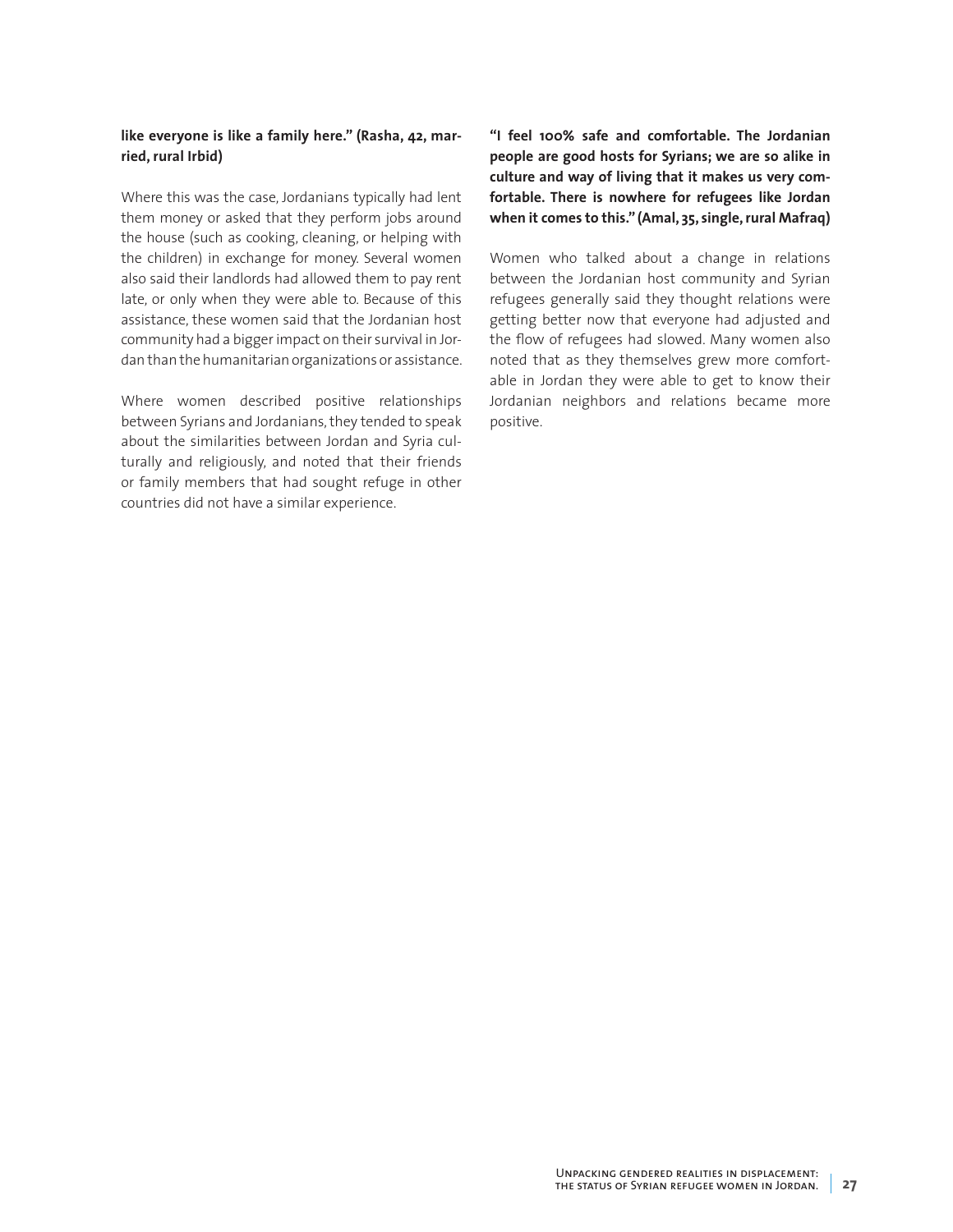**like everyone is like a family here." (Rasha, 42, married, rural Irbid)**

Where this was the case, Jordanians typically had lent them money or asked that they perform jobs around the house (such as cooking, cleaning, or helping with the children) in exchange for money. Several women also said their landlords had allowed them to pay rent late, or only when they were able to. Because of this assistance, these women said that the Jordanian host community had a bigger impact on their survival in Jordan than the humanitarian organizations or assistance.

Where women described positive relationships between Syrians and Jordanians, they tended to speak about the similarities between Jordan and Syria culturally and religiously, and noted that their friends or family members that had sought refuge in other countries did not have a similar experience.

**"I feel 100% safe and comfortable. The Jordanian people are good hosts for Syrians; we are so alike in culture and way of living that it makes us very comfortable. There is nowhere for refugees like Jordan when it comes to this." (Amal, 35, single, rural Mafraq)**

Women who talked about a change in relations between the Jordanian host community and Syrian refugees generally said they thought relations were getting better now that everyone had adjusted and the flow of refugees had slowed. Many women also noted that as they themselves grew more comfortable in Jordan they were able to get to know their Jordanian neighbors and relations became more positive.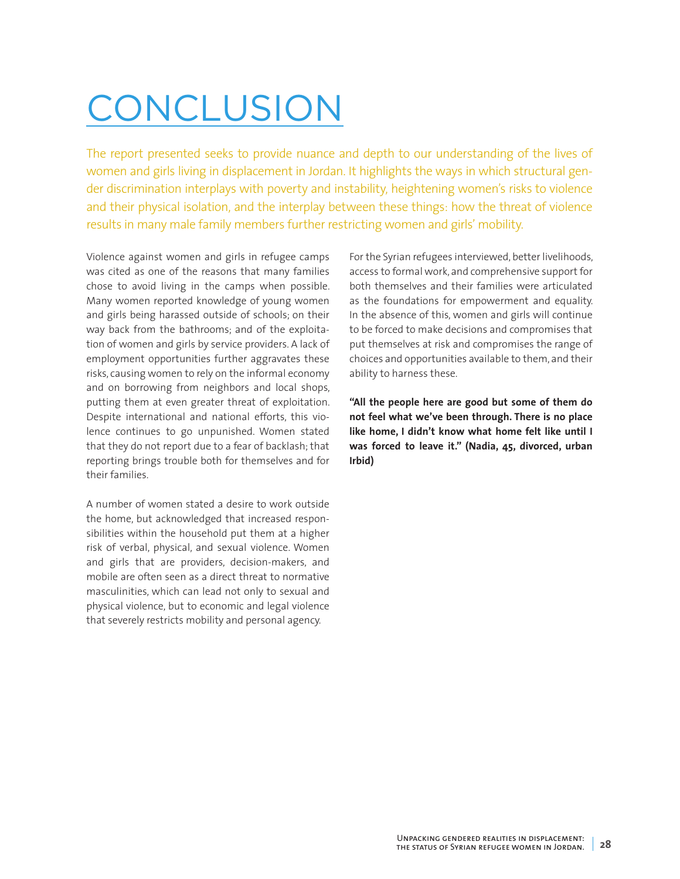# CONCLUSION

The report presented seeks to provide nuance and depth to our understanding of the lives of women and girls living in displacement in Jordan. It highlights the ways in which structural gender discrimination interplays with poverty and instability, heightening women's risks to violence and their physical isolation, and the interplay between these things: how the threat of violence results in many male family members further restricting women and girls' mobility.

Violence against women and girls in refugee camps was cited as one of the reasons that many families chose to avoid living in the camps when possible. Many women reported knowledge of young women and girls being harassed outside of schools; on their way back from the bathrooms; and of the exploitation of women and girls by service providers. A lack of employment opportunities further aggravates these risks, causing women to rely on the informal economy and on borrowing from neighbors and local shops, putting them at even greater threat of exploitation. Despite international and national efforts, this violence continues to go unpunished. Women stated that they do not report due to a fear of backlash; that reporting brings trouble both for themselves and for their families.

A number of women stated a desire to work outside the home, but acknowledged that increased responsibilities within the household put them at a higher risk of verbal, physical, and sexual violence. Women and girls that are providers, decision-makers, and mobile are often seen as a direct threat to normative masculinities, which can lead not only to sexual and physical violence, but to economic and legal violence that severely restricts mobility and personal agency.

For the Syrian refugees interviewed, better livelihoods, access to formal work, and comprehensive support for both themselves and their families were articulated as the foundations for empowerment and equality. In the absence of this, women and girls will continue to be forced to make decisions and compromises that put themselves at risk and compromises the range of choices and opportunities available to them, and their ability to harness these.

**"All the people here are good but some of them do not feel what we've been through. There is no place like home, I didn't know what home felt like until I was forced to leave it." (Nadia, 45, divorced, urban Irbid)**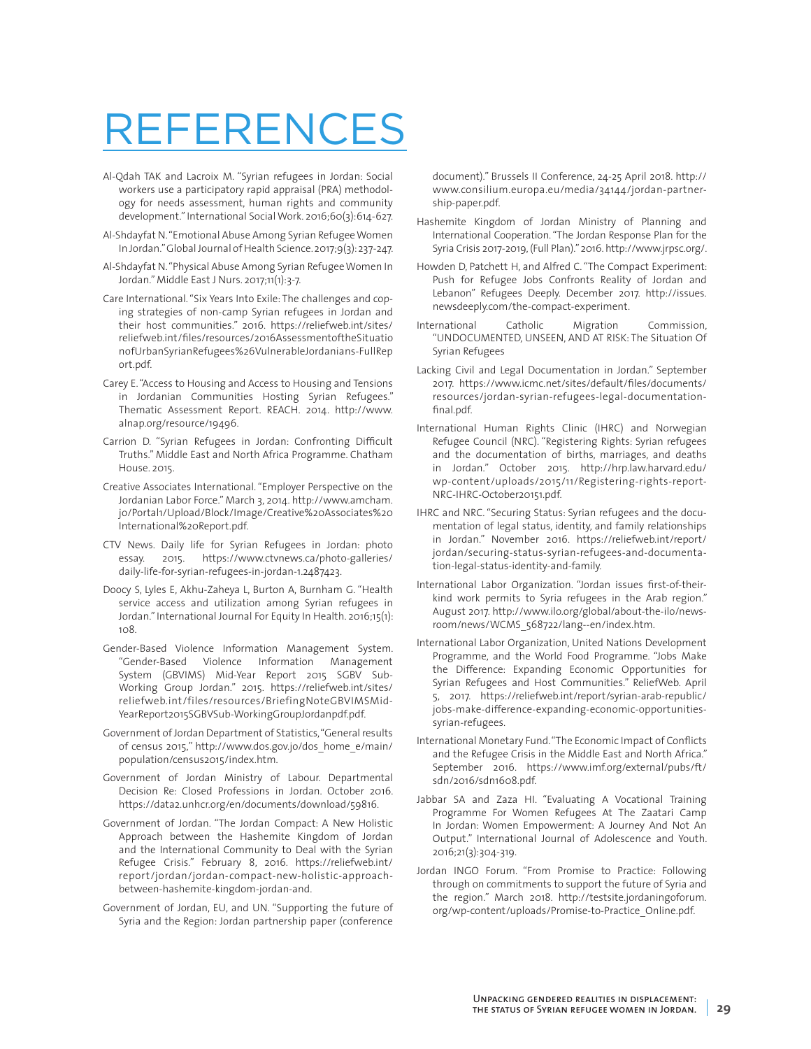# REFERENCES

Al-Qdah TAK and Lacroix M. "Syrian refugees in Jordan: Social workers use a participatory rapid appraisal (PRA) methodology for needs assessment, human rights and community development." International Social Work. 2016;60(3):614-627.

Al-Shdayfat N. "Emotional Abuse Among Syrian Refugee Women In Jordan." Global Journal of Health Science. 2017;9(3): 237-247.

Al-Shdayfat N. "Physical Abuse Among Syrian Refugee Women In Jordan." Middle East J Nurs. 2017;11(1):3-7.

Care International. "Six Years Into Exile: The challenges and coping strategies of non-camp Syrian refugees in Jordan and their host communities." 2016. https://reliefweb.int/sites/reliefweb.int/files/resources/2016AssessmentoftheSituationofUrbanSyrianRefugees%26VulnerableJordanians-FullReport.pdf.

Carey E. "Access to Housing and Access to Housing and Tensions in Jordanian Communities Hosting Syrian Refugees." Thematic Assessment Report. REACH. 2014. http://www.alnap.org/resource/19496.

Carrion D. "Syrian Refugees in Jordan: Confronting Difficult Truths." Middle East and North Africa Programme. Chatham House. 2015.

Creative Associates International. "Employer Perspective on the Jordanian Labor Force." March 3, 2014. http://www.amcham.jo/Portal1/Upload/Block/Image/Creative%20Associates%20International%20Report.pdf.

CTV News. Daily life for Syrian Refugees in Jordan: photo essay. 2015. https://www.ctvnews.ca/photo-galleries/daily-life-for-syrian-refugees-in-jordan-1.2487423.

Doocy S, Lyles E, Akhu-Zaheya L, Burton A, Burnham G. "Health service access and utilization among Syrian refugees in Jordan." International Journal For Equity In Health. 2016;15(1): 108.

Gender-Based Violence Information Management System. "Gender-Based Violence Information Management System (GBVIMS) Mid-Year Report 2015 SGBV Sub-Working Group Jordan." 2015. https://reliefweb.int/sites/reliefweb.int/files/resources/BriefingNoteGBVIMSMid-YearReport2015SGBVSub-WorkingGroupJordanpdf.pdf.

Government of Jordan Department of Statistics, "General results of census 2015," http://www.dos.gov.jo/dos_home_e/main/population/census2015/index.htm.

Government of Jordan Ministry of Labour. Departmental Decision Re: Closed Professions in Jordan. October 2016. https://data2.unhcr.org/en/documents/download/59816.

Government of Jordan. "The Jordan Compact: A New Holistic Approach between the Hashemite Kingdom of Jordan and the International Community to Deal with the Syrian Refugee Crisis." February 8, 2016. https://reliefweb.int/report/jordan/jordan-compact-new-holistic-approach-between-hashemite-kingdom-jordan-and.

Government of Jordan, EU, and UN. "Supporting the future of Syria and the Region: Jordan partnership paper (conference document)." Brussels II Conference, 24-25 April 2018. http://www.consilium.europa.eu/media/34144/jordan-partnership-paper.pdf.

Hashemite Kingdom of Jordan Ministry of Planning and International Cooperation. "The Jordan Response Plan for the Syria Crisis 2017-2019, (Full Plan)." 2016. http://www.jrpsc.org/.

Howden D, Patchett H, and Alfred C. "The Compact Experiment: Push for Refugee Jobs Confronts Reality of Jordan and Lebanon" Refugees Deeply. December 2017. http://issues.newsdeeply.com/the-compact-experiment.

International Catholic Migration Commission, "UNDOCUMENTED, UNSEEN, AND AT RISK: The Situation Of Syrian Refugees

Lacking Civil and Legal Documentation in Jordan." September 2017. https://www.icmc.net/sites/default/files/documents/resources/jordan-syrian-refugees-legal-documentation-final.pdf.

International Human Rights Clinic (IHRC) and Norwegian Refugee Council (NRC). "Registering Rights: Syrian refugees and the documentation of births, marriages, and deaths in Jordan." October 2015. http://hrp.law.harvard.edu/wp-content/uploads/2015/11/Registering-rights-report-NRC-IHRC-October20151.pdf.

IHRC and NRC. "Securing Status: Syrian refugees and the documentation of legal status, identity, and family relationships in Jordan." November 2016. https://reliefweb.int/report/jordan/securing-status-syrian-refugees-and-documentation-legal-status-identity-and-family.

International Labor Organization. "Jordan issues first-of-their-kind work permits to Syria refugees in the Arab region." August 2017. http://www.ilo.org/global/about-the-ilo/newsroom/news/WCMS_568722/lang--en/index.htm.

International Labor Organization, United Nations Development Programme, and the World Food Programme. "Jobs Make the Difference: Expanding Economic Opportunities for Syrian Refugees and Host Communities." ReliefWeb. April 5, 2017. https://reliefweb.int/report/syrian-arab-republic/jobs-make-difference-expanding-economic-opportunities-syrian-refugees.

International Monetary Fund. "The Economic Impact of Conflicts and the Refugee Crisis in the Middle East and North Africa." September 2016. https://www.imf.org/external/pubs/ft/sdn/2016/sdn1608.pdf.

Jabbar SA and Zaza HI. "Evaluating A Vocational Training Programme For Women Refugees At The Zaatari Camp In Jordan: Women Empowerment: A Journey And Not An Output." International Journal of Adolescence and Youth. 2016;21(3):304-319.

Jordan INGO Forum. "From Promise to Practice: Following through on commitments to support the future of Syria and the region." March 2018. http://testsite.jordaningoforum.org/wp-content/uploads/Promise-to-Practice_Online.pdf.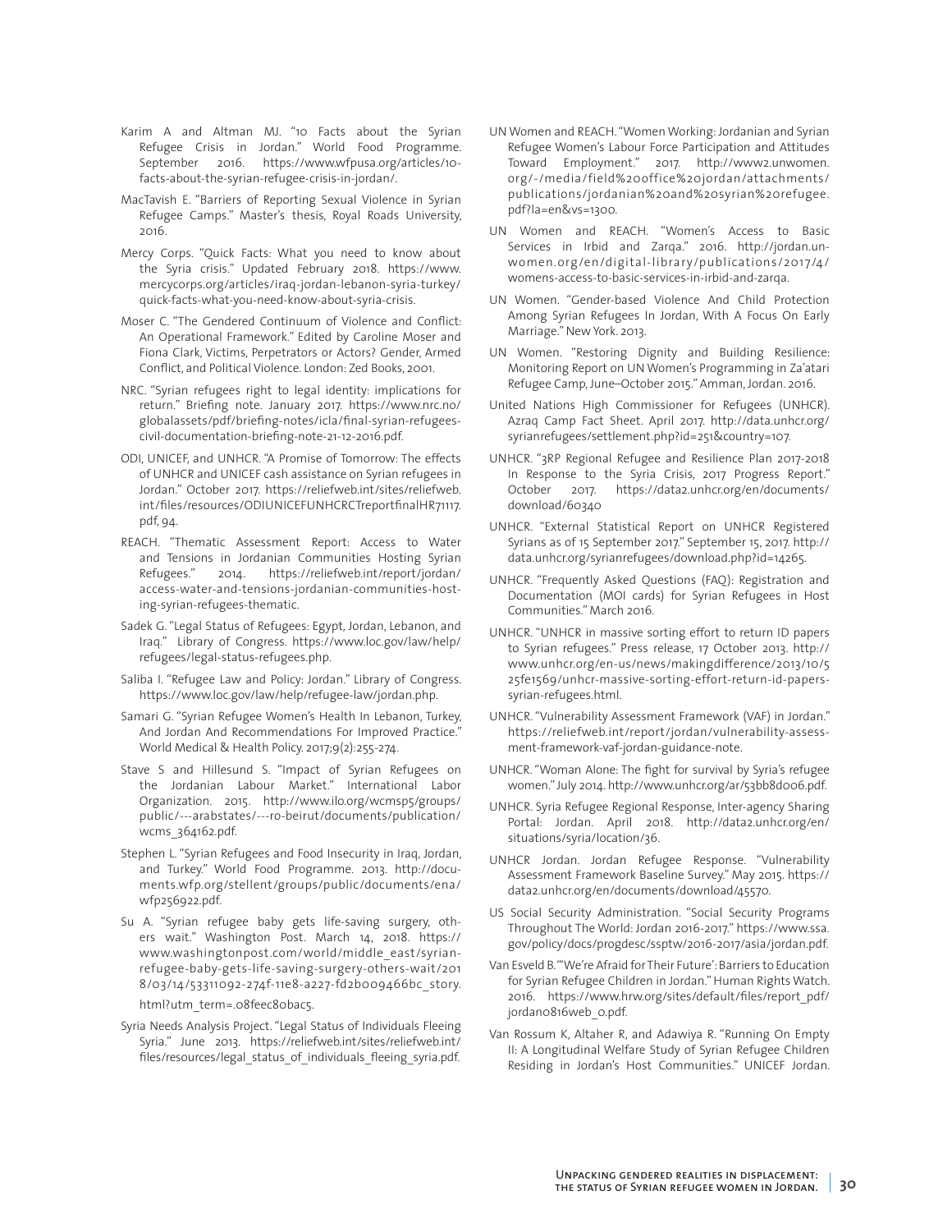Karim A and Altman MJ. "10 Facts about the Syrian Refugee Crisis in Jordan." World Food Programme. September 2016. https://www.wfpusa.org/articles/10-facts-about-the-syrian-refugee-crisis-in-jordan/.

MacTavish E. "Barriers of Reporting Sexual Violence in Syrian Refugee Camps." Master's thesis, Royal Roads University, 2016.

Mercy Corps. "Quick Facts: What you need to know about the Syria crisis." Updated February 2018. https://www.mercycorps.org/articles/iraq-jordan-lebanon-syria-turkey/quick-facts-what-you-need-know-about-syria-crisis.

Moser C. "The Gendered Continuum of Violence and Conflict: An Operational Framework." Edited by Caroline Moser and Fiona Clark, Victims, Perpetrators or Actors? Gender, Armed Conflict, and Political Violence. London: Zed Books, 2001.

NRC. "Syrian refugees right to legal identity: implications for return." Briefing note. January 2017. https://www.nrc.no/globalassets/pdf/briefing-notes/icla/final-syrian-refugees-civil-documentation-briefing-note-21-12-2016.pdf.

ODI, UNICEF, and UNHCR. "A Promise of Tomorrow: The effects of UNHCR and UNICEF cash assistance on Syrian refugees in Jordan." October 2017. https://reliefweb.int/sites/reliefweb.int/files/resources/ODIUNICEFUNHCRCTreportfinalHR71117.pdf, 94.

REACH. "Thematic Assessment Report: Access to Water and Tensions in Jordanian Communities Hosting Syrian Refugees." 2014. https://reliefweb.int/report/jordan/access-water-and-tensions-jordanian-communities-hosting-syrian-refugees-thematic.

Sadek G. "Legal Status of Refugees: Egypt, Jordan, Lebanon, and Iraq." Library of Congress. https://www.loc.gov/law/help/refugees/legal-status-refugees.php.

Saliba I. "Refugee Law and Policy: Jordan." Library of Congress. https://www.loc.gov/law/help/refugee-law/jordan.php.

Samari G. "Syrian Refugee Women's Health In Lebanon, Turkey, And Jordan And Recommendations For Improved Practice." World Medical & Health Policy. 2017;9(2):255-274.

Stave S and Hillesund S. "Impact of Syrian Refugees on the Jordanian Labour Market." International Labor Organization. 2015. http://www.ilo.org/wcmsp5/groups/public/---arabstates/---ro-beirut/documents/publication/wcms_364162.pdf.

Stephen L. "Syrian Refugees and Food Insecurity in Iraq, Jordan, and Turkey." World Food Programme. 2013. http://documents.wfp.org/stellent/groups/public/documents/ena/wfp256922.pdf.

Su A. "Syrian refugee baby gets life-saving surgery, others wait." Washington Post. March 14, 2018. https://www.washingtonpost.com/world/middle_east/syrian-refugee-baby-gets-life-saving-surgery-others-wait/2018/03/14/53311092-274f-11e8-a227-fd2b009466bc_story.html?utm_term=.08feec80bac5.

Syria Needs Analysis Project. "Legal Status of Individuals Fleeing Syria." June 2013. https://reliefweb.int/sites/reliefweb.int/files/resources/legal_status_of_individuals_fleeing_syria.pdf.

UN Women and REACH. "Women Working: Jordanian and Syrian Refugee Women's Labour Force Participation and Attitudes Toward Employment." 2017. http://www2.unwomen.org/-/media/field%20office%20jordan/attachments/publications/jordanian%20and%20syrian%20refugee.pdf?la=en&vs=1300.

UN Women and REACH. "Women's Access to Basic Services in Irbid and Zarqa." 2016. http://jordan.unwomen.org/en/digital-library/publications/2017/4/womens-access-to-basic-services-in-irbid-and-zarqa.

UN Women. "Gender-based Violence And Child Protection Among Syrian Refugees In Jordan, With A Focus On Early Marriage." New York. 2013.

UN Women. "Restoring Dignity and Building Resilience: Monitoring Report on UN Women's Programming in Za'atari Refugee Camp, June–October 2015." Amman, Jordan. 2016.

United Nations High Commissioner for Refugees (UNHCR). Azraq Camp Fact Sheet. April 2017. http://data.unhcr.org/syrianrefugees/settlement.php?id=251&country=107.

UNHCR. "3RP Regional Refugee and Resilience Plan 2017-2018 In Response to the Syria Crisis, 2017 Progress Report." October 2017. https://data2.unhcr.org/en/documents/download/60340

UNHCR. "External Statistical Report on UNHCR Registered Syrians as of 15 September 2017." September 15, 2017. http://data.unhcr.org/syrianrefugees/download.php?id=14265.

UNHCR. "Frequently Asked Questions (FAQ): Registration and Documentation (MOI cards) for Syrian Refugees in Host Communities." March 2016.

UNHCR. "UNHCR in massive sorting effort to return ID papers to Syrian refugees." Press release, 17 October 2013. http://www.unhcr.org/en-us/news/makingdifference/2013/10/525fe1569/unhcr-massive-sorting-effort-return-id-papers-syrian-refugees.html.

UNHCR. "Vulnerability Assessment Framework (VAF) in Jordan." https://reliefweb.int/report/jordan/vulnerability-assessment-framework-vaf-jordan-guidance-note.

UNHCR. "Woman Alone: The fight for survival by Syria's refugee women." July 2014. http://www.unhcr.org/ar/53bb8d006.pdf.

UNHCR. Syria Refugee Regional Response, Inter-agency Sharing Portal: Jordan. April 2018. http://data2.unhcr.org/en/situations/syria/location/36.

UNHCR Jordan. Jordan Refugee Response. "Vulnerability Assessment Framework Baseline Survey." May 2015. https://data2.unhcr.org/en/documents/download/45570.

US Social Security Administration. "Social Security Programs Throughout The World: Jordan 2016-2017." https://www.ssa.gov/policy/docs/progdesc/ssptw/2016-2017/asia/jordan.pdf.

Van Esveld B. "'We're Afraid for Their Future': Barriers to Education for Syrian Refugee Children in Jordan." Human Rights Watch. 2016. https://www.hrw.org/sites/default/files/report_pdf/jordan0816web_0.pdf.

Van Rossum K, Altaher R, and Adawiya R. "Running On Empty II: A Longitudinal Welfare Study of Syrian Refugee Children Residing in Jordan's Host Communities." UNICEF Jordan.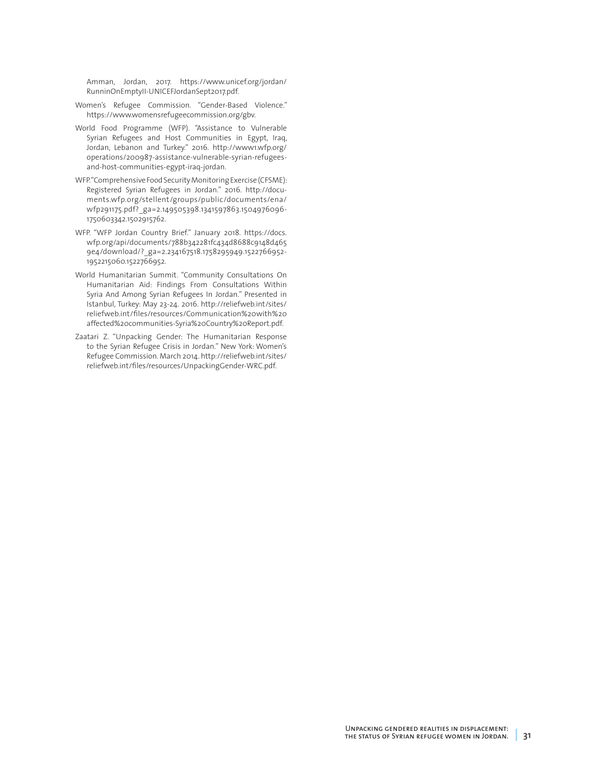Amman, Jordan, 2017. https://www.unicef.org/jordan/RunninOnEmptyII-UNICEFJordanSept2017.pdf.

Women's Refugee Commission. "Gender-Based Violence." https://www.womensrefugeecommission.org/gbv.

World Food Programme (WFP). "Assistance to Vulnerable Syrian Refugees and Host Communities in Egypt, Iraq, Jordan, Lebanon and Turkey." 2016. http://www1.wfp.org/operations/200987-assistance-vulnerable-syrian-refugees-and-host-communities-egypt-iraq-jordan.

WFP. "Comprehensive Food Security Monitoring Exercise (CFSME): Registered Syrian Refugees in Jordan." 2016. http://documents.wfp.org/stellent/groups/public/documents/ena/wfp291175.pdf?_ga=2.149505398.1341597863.1504976096-1750603342.1502915762.

WFP. "WFP Jordan Country Brief." January 2018. https://docs.wfp.org/api/documents/788b342281fc434d8688c9148d4659e4/download/?_ga=2.234167518.1758295949.1522766952-1952215060.1522766952.

World Humanitarian Summit. "Community Consultations On Humanitarian Aid: Findings From Consultations Within Syria And Among Syrian Refugees In Jordan." Presented in Istanbul, Turkey: May 23-24. 2016. http://reliefweb.int/sites/reliefweb.int/files/resources/Communication%20with%20affected%20communities-Syria%20Country%20Report.pdf.

Zaatari Z. "Unpacking Gender: The Humanitarian Response to the Syrian Refugee Crisis in Jordan." New York: Women's Refugee Commission. March 2014. http://reliefweb.int/sites/reliefweb.int/files/resources/UnpackingGender-WRC.pdf.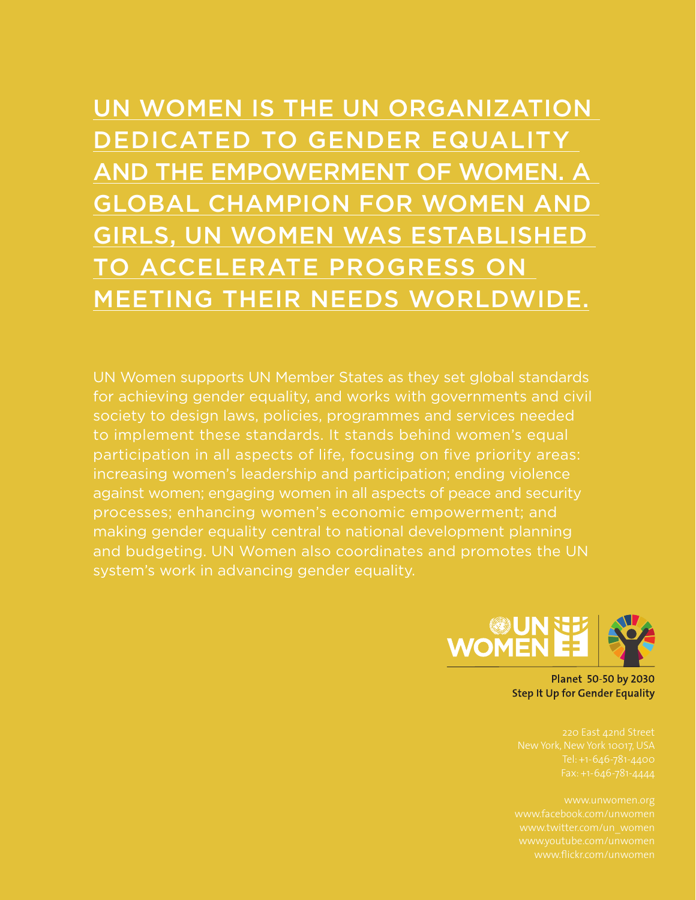# UN WOMEN IS THE UN ORGANIZATION DEDICATED TO GENDER EQUALITY AND THE EMPOWERMENT OF WOMEN. A GLOBAL CHAMPION FOR WOMEN AND GIRLS, UN WOMEN WAS ESTABLISHED TO ACCELERATE PROGRESS ON MEETING THEIR NEEDS WORLDWIDE.

UN Women supports UN Member States as they set global standards for achieving gender equality, and works with governments and civil society to design laws, policies, programmes and services needed to implement these standards. It stands behind women's equal participation in all aspects of life, focusing on five priority areas: increasing women's leadership and participation; ending violence against women; engaging women in all aspects of peace and security processes; enhancing women's economic empowerment; and making gender equality central to national development planning and budgeting. UN Women also coordinates and promotes the UN system's work in advancing gender equality.

UN WOMEN

**Planet 50-50 by 2030**
**Step It Up for Gender Equality**

220 East 42nd Street
New York, New York 10017, USA
Tel: +1-646-781-4400
Fax: +1-646-781-4444

www.unwomen.org
www.facebook.com/unwomen
www.twitter.com/un_women
www.youtube.com/unwomen
www.flickr.com/unwomen